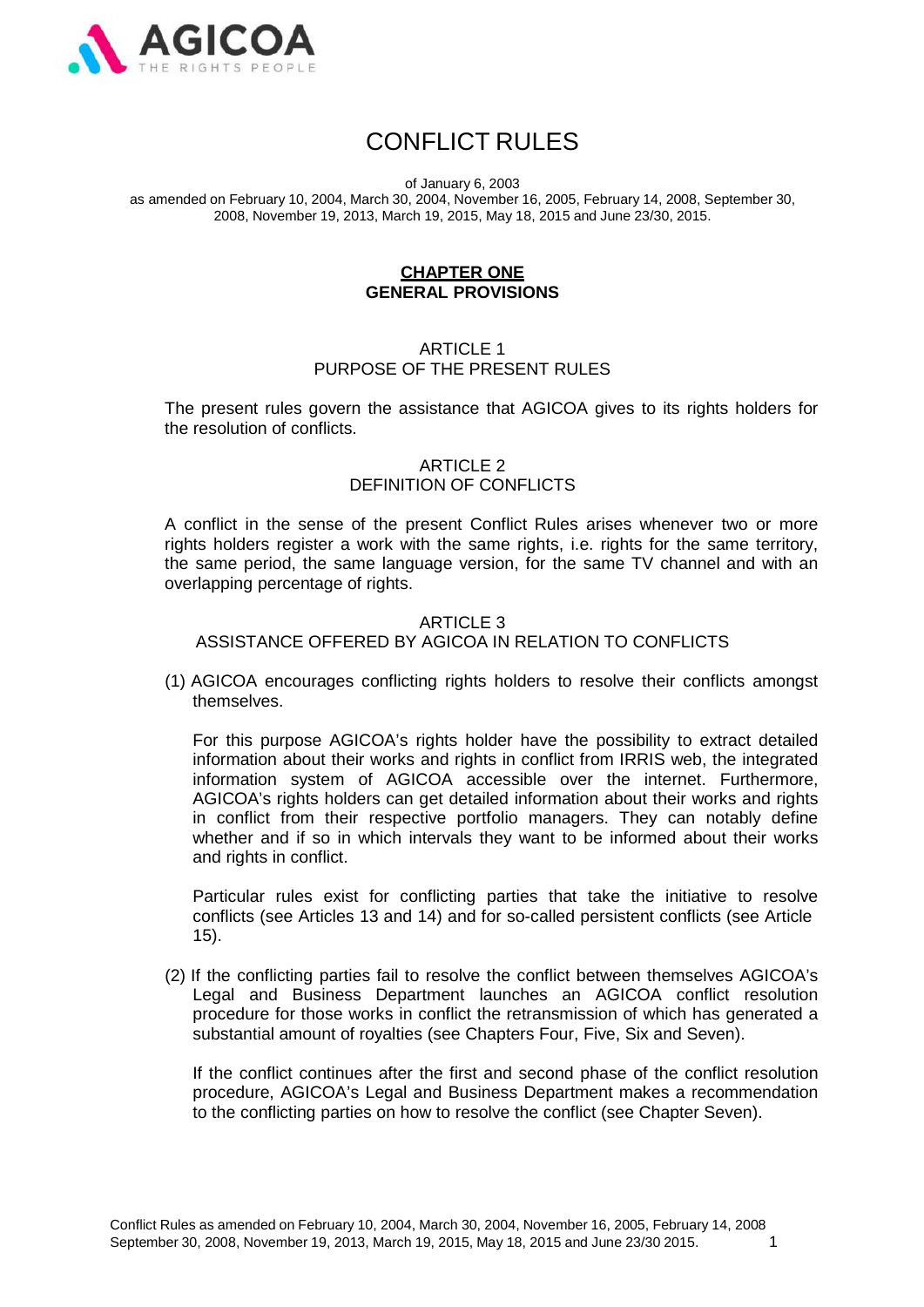# CONFLICT RULES

of January 6, 2003
as amended on February 10, 2004, March 30, 2004, November 16, 2005, February 14, 2008, September 30, 2008, November 19, 2013, March 19, 2015, May 18, 2015 and June 23/30, 2015.

## CHAPTER ONE
## GENERAL PROVISIONS

### ARTICLE 1
### PURPOSE OF THE PRESENT RULES

The present rules govern the assistance that AGICOA gives to its rights holders for the resolution of conflicts.

### ARTICLE 2
### DEFINITION OF CONFLICTS

A conflict in the sense of the present Conflict Rules arises whenever two or more rights holders register a work with the same rights, i.e. rights for the same territory, the same period, the same language version, for the same TV channel and with an overlapping percentage of rights.

### ARTICLE 3
### ASSISTANCE OFFERED BY AGICOA IN RELATION TO CONFLICTS

(1) AGICOA encourages conflicting rights holders to resolve their conflicts amongst themselves.

For this purpose AGICOA's rights holder have the possibility to extract detailed information about their works and rights in conflict from IRRIS web, the integrated information system of AGICOA accessible over the internet. Furthermore, AGICOA's rights holders can get detailed information about their works and rights in conflict from their respective portfolio managers. They can notably define whether and if so in which intervals they want to be informed about their works and rights in conflict.

Particular rules exist for conflicting parties that take the initiative to resolve conflicts (see Articles 13 and 14) and for so-called persistent conflicts (see Article 15).

(2) If the conflicting parties fail to resolve the conflict between themselves AGICOA's Legal and Business Department launches an AGICOA conflict resolution procedure for those works in conflict the retransmission of which has generated a substantial amount of royalties (see Chapters Four, Five, Six and Seven).

If the conflict continues after the first and second phase of the conflict resolution procedure, AGICOA's Legal and Business Department makes a recommendation to the conflicting parties on how to resolve the conflict (see Chapter Seven).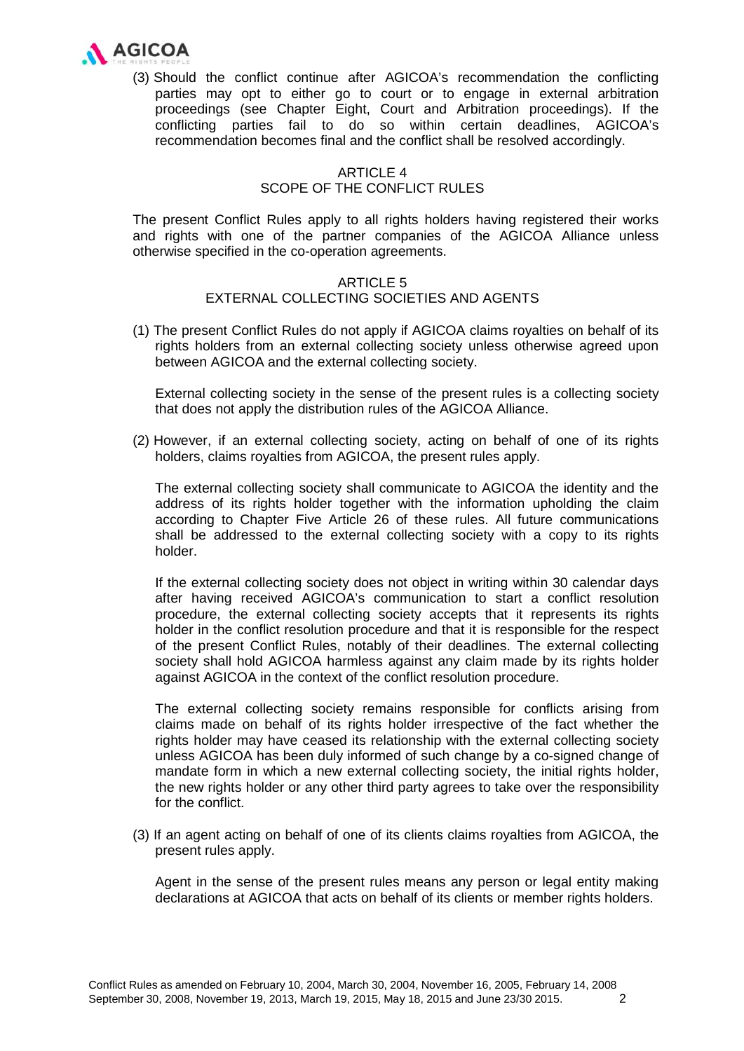(3) Should the conflict continue after AGICOA's recommendation the conflicting parties may opt to either go to court or to engage in external arbitration proceedings (see Chapter Eight, Court and Arbitration proceedings). If the conflicting parties fail to do so within certain deadlines, AGICOA's recommendation becomes final and the conflict shall be resolved accordingly.

## ARTICLE 4
## SCOPE OF THE CONFLICT RULES

The present Conflict Rules apply to all rights holders having registered their works and rights with one of the partner companies of the AGICOA Alliance unless otherwise specified in the co-operation agreements.

## ARTICLE 5
## EXTERNAL COLLECTING SOCIETIES AND AGENTS

(1) The present Conflict Rules do not apply if AGICOA claims royalties on behalf of its rights holders from an external collecting society unless otherwise agreed upon between AGICOA and the external collecting society.

External collecting society in the sense of the present rules is a collecting society that does not apply the distribution rules of the AGICOA Alliance.

(2) However, if an external collecting society, acting on behalf of one of its rights holders, claims royalties from AGICOA, the present rules apply.

The external collecting society shall communicate to AGICOA the identity and the address of its rights holder together with the information upholding the claim according to Chapter Five Article 26 of these rules. All future communications shall be addressed to the external collecting society with a copy to its rights holder.

If the external collecting society does not object in writing within 30 calendar days after having received AGICOA's communication to start a conflict resolution procedure, the external collecting society accepts that it represents its rights holder in the conflict resolution procedure and that it is responsible for the respect of the present Conflict Rules, notably of their deadlines. The external collecting society shall hold AGICOA harmless against any claim made by its rights holder against AGICOA in the context of the conflict resolution procedure.

The external collecting society remains responsible for conflicts arising from claims made on behalf of its rights holder irrespective of the fact whether the rights holder may have ceased its relationship with the external collecting society unless AGICOA has been duly informed of such change by a co-signed change of mandate form in which a new external collecting society, the initial rights holder, the new rights holder or any other third party agrees to take over the responsibility for the conflict.

(3) If an agent acting on behalf of one of its clients claims royalties from AGICOA, the present rules apply.

Agent in the sense of the present rules means any person or legal entity making declarations at AGICOA that acts on behalf of its clients or member rights holders.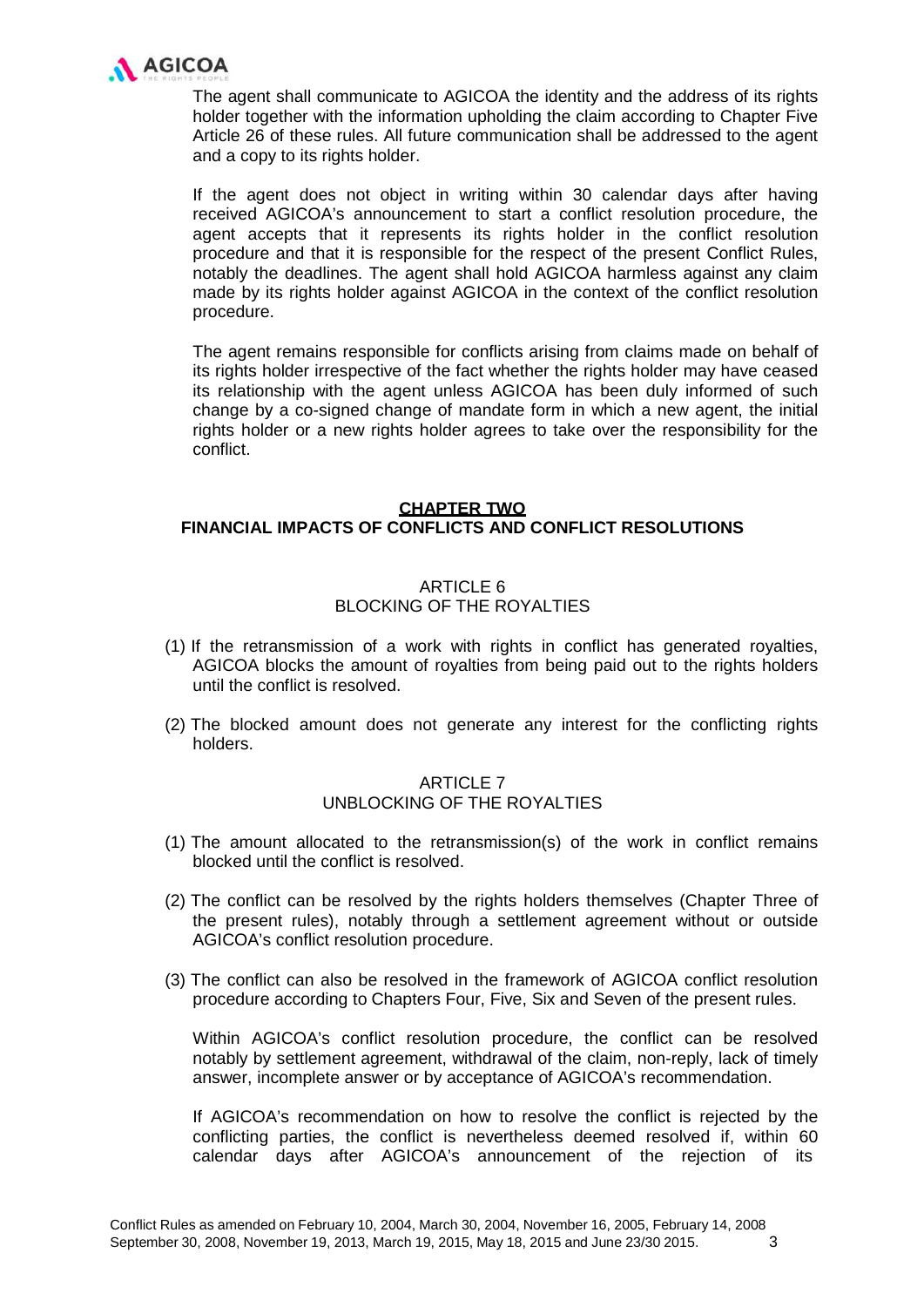The agent shall communicate to AGICOA the identity and the address of its rights holder together with the information upholding the claim according to Chapter Five Article 26 of these rules. All future communication shall be addressed to the agent and a copy to its rights holder.

If the agent does not object in writing within 30 calendar days after having received AGICOA's announcement to start a conflict resolution procedure, the agent accepts that it represents its rights holder in the conflict resolution procedure and that it is responsible for the respect of the present Conflict Rules, notably the deadlines. The agent shall hold AGICOA harmless against any claim made by its rights holder against AGICOA in the context of the conflict resolution procedure.

The agent remains responsible for conflicts arising from claims made on behalf of its rights holder irrespective of the fact whether the rights holder may have ceased its relationship with the agent unless AGICOA has been duly informed of such change by a co-signed change of mandate form in which a new agent, the initial rights holder or a new rights holder agrees to take over the responsibility for the conflict.

## CHAPTER TWO
## FINANCIAL IMPACTS OF CONFLICTS AND CONFLICT RESOLUTIONS

### ARTICLE 6
### BLOCKING OF THE ROYALTIES

(1) If the retransmission of a work with rights in conflict has generated royalties, AGICOA blocks the amount of royalties from being paid out to the rights holders until the conflict is resolved.

(2) The blocked amount does not generate any interest for the conflicting rights holders.

### ARTICLE 7
### UNBLOCKING OF THE ROYALTIES

(1) The amount allocated to the retransmission(s) of the work in conflict remains blocked until the conflict is resolved.

(2) The conflict can be resolved by the rights holders themselves (Chapter Three of the present rules), notably through a settlement agreement without or outside AGICOA's conflict resolution procedure.

(3) The conflict can also be resolved in the framework of AGICOA conflict resolution procedure according to Chapters Four, Five, Six and Seven of the present rules.

Within AGICOA's conflict resolution procedure, the conflict can be resolved notably by settlement agreement, withdrawal of the claim, non-reply, lack of timely answer, incomplete answer or by acceptance of AGICOA's recommendation.

If AGICOA's recommendation on how to resolve the conflict is rejected by the conflicting parties, the conflict is nevertheless deemed resolved if, within 60 calendar days after AGICOA's announcement of the rejection of its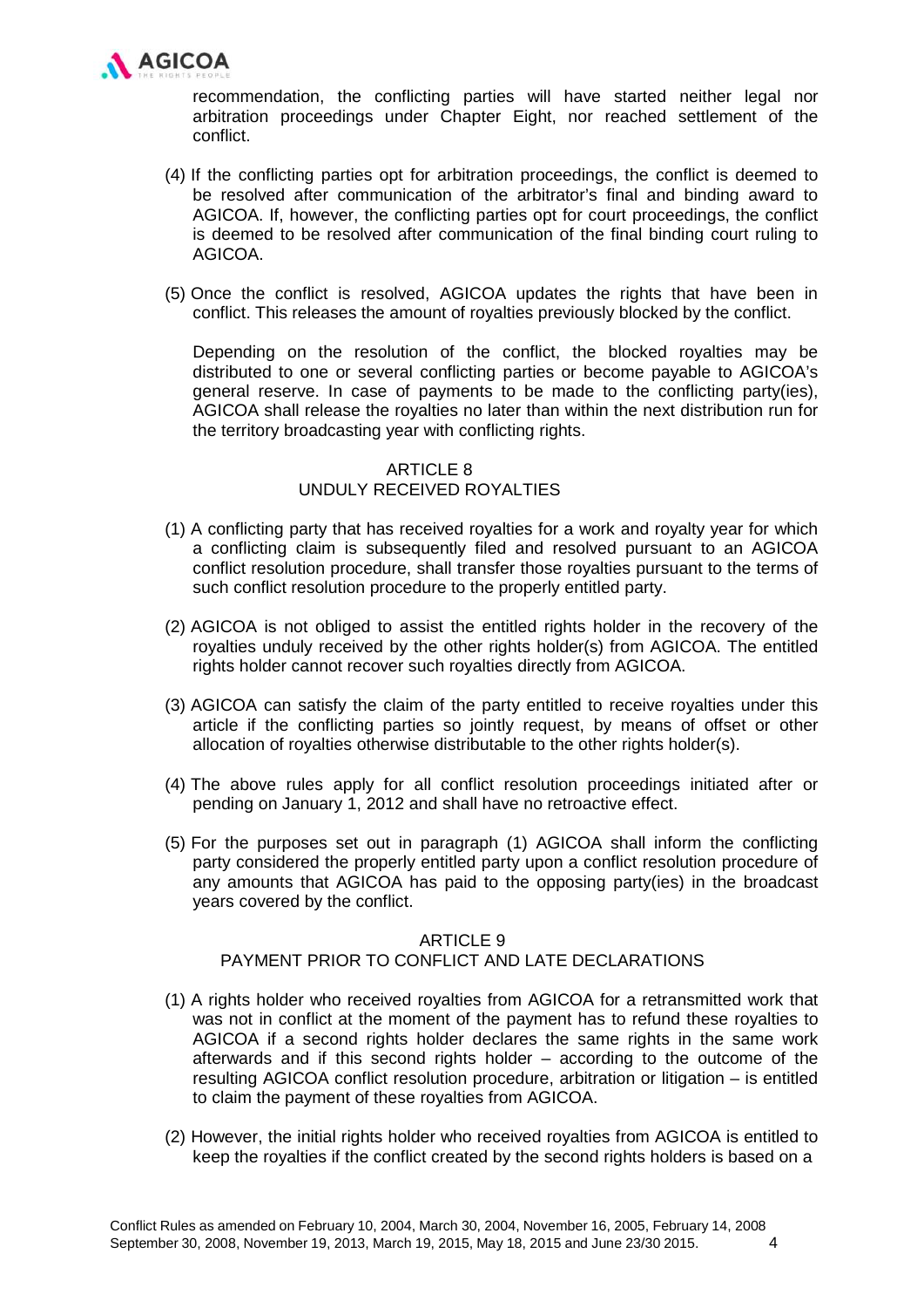recommendation, the conflicting parties will have started neither legal nor arbitration proceedings under Chapter Eight, nor reached settlement of the conflict.

(4) If the conflicting parties opt for arbitration proceedings, the conflict is deemed to be resolved after communication of the arbitrator's final and binding award to AGICOA. If, however, the conflicting parties opt for court proceedings, the conflict is deemed to be resolved after communication of the final binding court ruling to AGICOA.

(5) Once the conflict is resolved, AGICOA updates the rights that have been in conflict. This releases the amount of royalties previously blocked by the conflict.

Depending on the resolution of the conflict, the blocked royalties may be distributed to one or several conflicting parties or become payable to AGICOA's general reserve. In case of payments to be made to the conflicting party(ies), AGICOA shall release the royalties no later than within the next distribution run for the territory broadcasting year with conflicting rights.

## ARTICLE 8
## UNDULY RECEIVED ROYALTIES

(1) A conflicting party that has received royalties for a work and royalty year for which a conflicting claim is subsequently filed and resolved pursuant to an AGICOA conflict resolution procedure, shall transfer those royalties pursuant to the terms of such conflict resolution procedure to the properly entitled party.

(2) AGICOA is not obliged to assist the entitled rights holder in the recovery of the royalties unduly received by the other rights holder(s) from AGICOA. The entitled rights holder cannot recover such royalties directly from AGICOA.

(3) AGICOA can satisfy the claim of the party entitled to receive royalties under this article if the conflicting parties so jointly request, by means of offset or other allocation of royalties otherwise distributable to the other rights holder(s).

(4) The above rules apply for all conflict resolution proceedings initiated after or pending on January 1, 2012 and shall have no retroactive effect.

(5) For the purposes set out in paragraph (1) AGICOA shall inform the conflicting party considered the properly entitled party upon a conflict resolution procedure of any amounts that AGICOA has paid to the opposing party(ies) in the broadcast years covered by the conflict.

## ARTICLE 9
## PAYMENT PRIOR TO CONFLICT AND LATE DECLARATIONS

(1) A rights holder who received royalties from AGICOA for a retransmitted work that was not in conflict at the moment of the payment has to refund these royalties to AGICOA if a second rights holder declares the same rights in the same work afterwards and if this second rights holder – according to the outcome of the resulting AGICOA conflict resolution procedure, arbitration or litigation – is entitled to claim the payment of these royalties from AGICOA.

(2) However, the initial rights holder who received royalties from AGICOA is entitled to keep the royalties if the conflict created by the second rights holders is based on a

Conflict Rules as amended on February 10, 2004, March 30, 2004, November 16, 2005, February 14, 2008 September 30, 2008, November 19, 2013, March 19, 2015, May 18, 2015 and June 23/30 2015.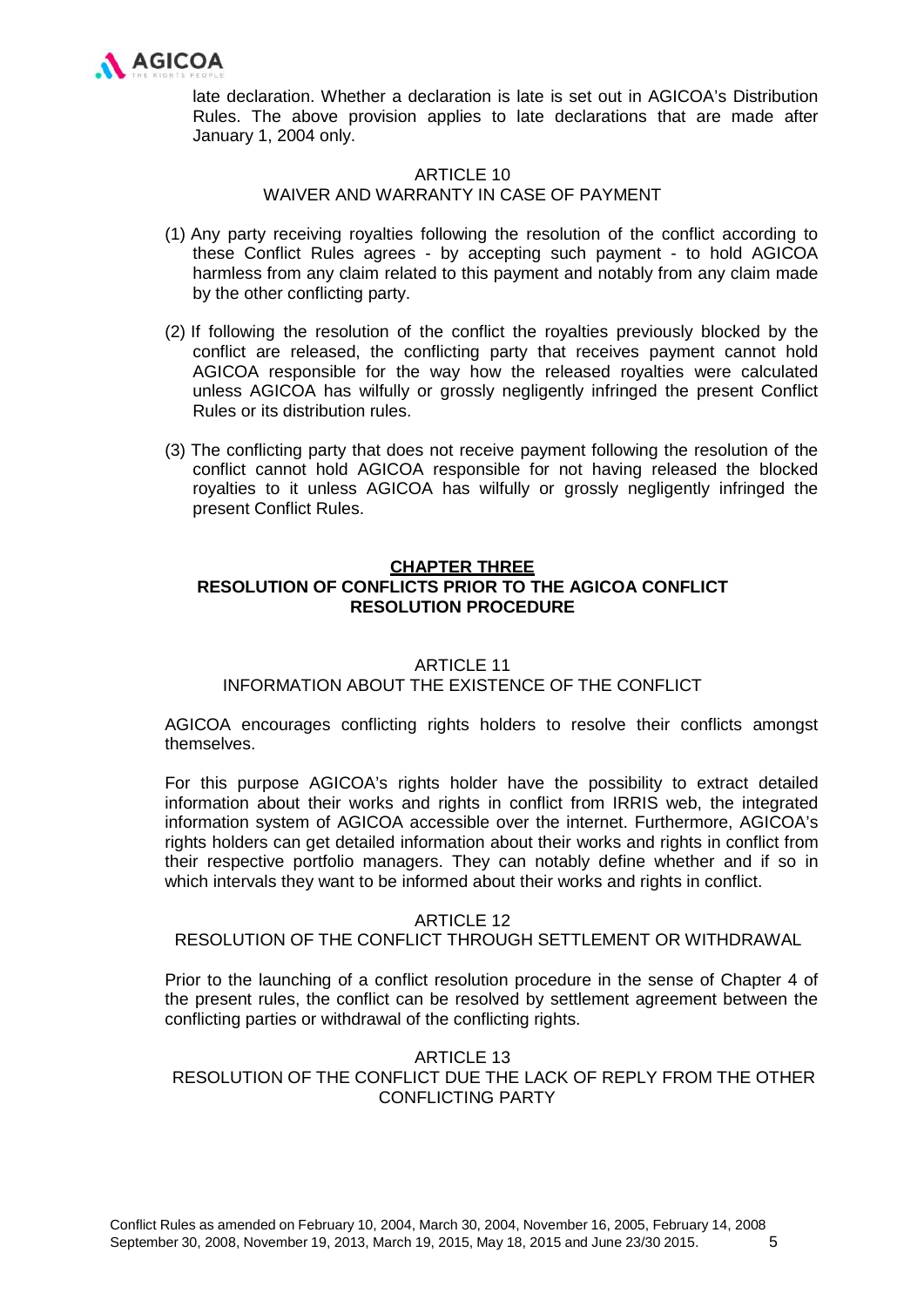late declaration. Whether a declaration is late is set out in AGICOA's Distribution Rules. The above provision applies to late declarations that are made after January 1, 2004 only.

### ARTICLE 10
### WAIVER AND WARRANTY IN CASE OF PAYMENT

(1) Any party receiving royalties following the resolution of the conflict according to these Conflict Rules agrees - by accepting such payment - to hold AGICOA harmless from any claim related to this payment and notably from any claim made by the other conflicting party.

(2) If following the resolution of the conflict the royalties previously blocked by the conflict are released, the conflicting party that receives payment cannot hold AGICOA responsible for the way how the released royalties were calculated unless AGICOA has wilfully or grossly negligently infringed the present Conflict Rules or its distribution rules.

(3) The conflicting party that does not receive payment following the resolution of the conflict cannot hold AGICOA responsible for not having released the blocked royalties to it unless AGICOA has wilfully or grossly negligently infringed the present Conflict Rules.

## CHAPTER THREE
## RESOLUTION OF CONFLICTS PRIOR TO THE AGICOA CONFLICT RESOLUTION PROCEDURE

### ARTICLE 11
### INFORMATION ABOUT THE EXISTENCE OF THE CONFLICT

AGICOA encourages conflicting rights holders to resolve their conflicts amongst themselves.

For this purpose AGICOA's rights holder have the possibility to extract detailed information about their works and rights in conflict from IRRIS web, the integrated information system of AGICOA accessible over the internet. Furthermore, AGICOA's rights holders can get detailed information about their works and rights in conflict from their respective portfolio managers. They can notably define whether and if so in which intervals they want to be informed about their works and rights in conflict.

### ARTICLE 12
### RESOLUTION OF THE CONFLICT THROUGH SETTLEMENT OR WITHDRAWAL

Prior to the launching of a conflict resolution procedure in the sense of Chapter 4 of the present rules, the conflict can be resolved by settlement agreement between the conflicting parties or withdrawal of the conflicting rights.

### ARTICLE 13
### RESOLUTION OF THE CONFLICT DUE THE LACK OF REPLY FROM THE OTHER CONFLICTING PARTY

Conflict Rules as amended on February 10, 2004, March 30, 2004, November 16, 2005, February 14, 2008 September 30, 2008, November 19, 2013, March 19, 2015, May 18, 2015 and June 23/30 2015.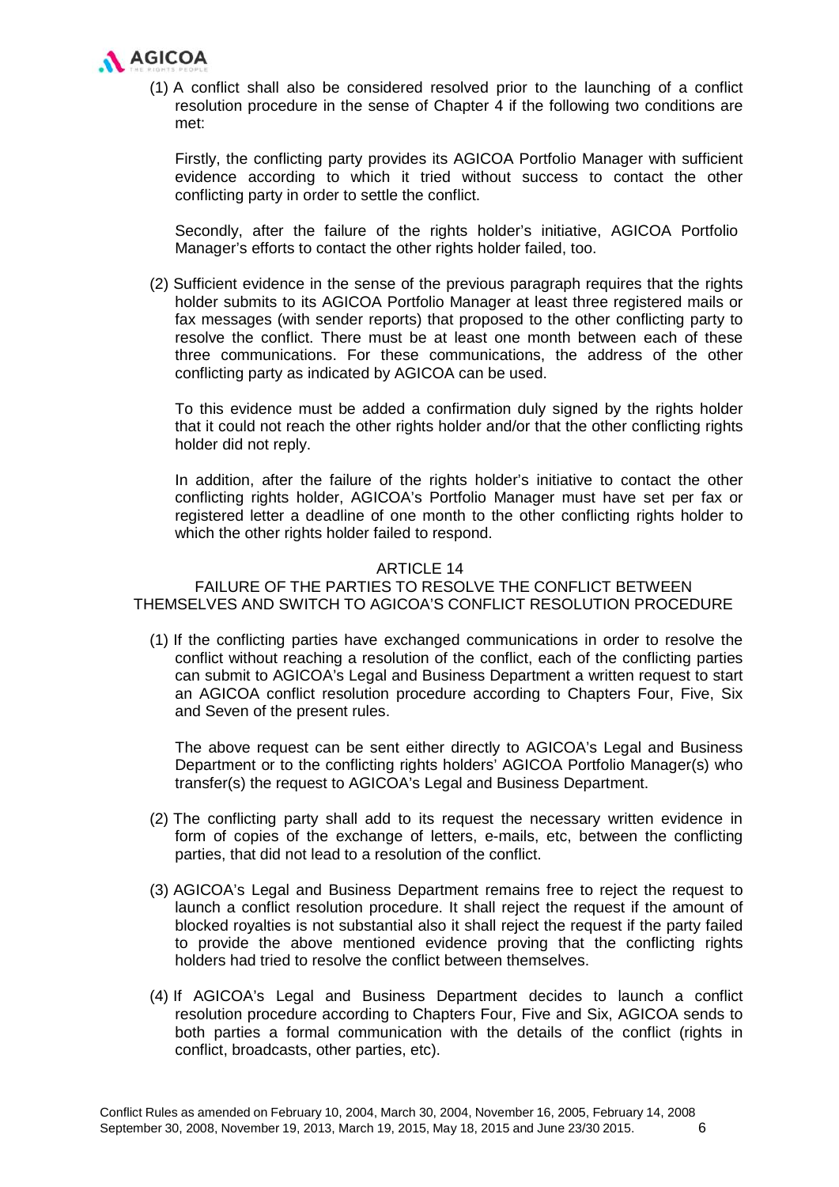(1) A conflict shall also be considered resolved prior to the launching of a conflict resolution procedure in the sense of Chapter 4 if the following two conditions are met:

Firstly, the conflicting party provides its AGICOA Portfolio Manager with sufficient evidence according to which it tried without success to contact the other conflicting party in order to settle the conflict.

Secondly, after the failure of the rights holder's initiative, AGICOA Portfolio Manager's efforts to contact the other rights holder failed, too.

(2) Sufficient evidence in the sense of the previous paragraph requires that the rights holder submits to its AGICOA Portfolio Manager at least three registered mails or fax messages (with sender reports) that proposed to the other conflicting party to resolve the conflict. There must be at least one month between each of these three communications. For these communications, the address of the other conflicting party as indicated by AGICOA can be used.

To this evidence must be added a confirmation duly signed by the rights holder that it could not reach the other rights holder and/or that the other conflicting rights holder did not reply.

In addition, after the failure of the rights holder's initiative to contact the other conflicting rights holder, AGICOA's Portfolio Manager must have set per fax or registered letter a deadline of one month to the other conflicting rights holder to which the other rights holder failed to respond.

## ARTICLE 14

## FAILURE OF THE PARTIES TO RESOLVE THE CONFLICT BETWEEN THEMSELVES AND SWITCH TO AGICOA'S CONFLICT RESOLUTION PROCEDURE

(1) If the conflicting parties have exchanged communications in order to resolve the conflict without reaching a resolution of the conflict, each of the conflicting parties can submit to AGICOA's Legal and Business Department a written request to start an AGICOA conflict resolution procedure according to Chapters Four, Five, Six and Seven of the present rules.

The above request can be sent either directly to AGICOA's Legal and Business Department or to the conflicting rights holders' AGICOA Portfolio Manager(s) who transfer(s) the request to AGICOA's Legal and Business Department.

(2) The conflicting party shall add to its request the necessary written evidence in form of copies of the exchange of letters, e-mails, etc, between the conflicting parties, that did not lead to a resolution of the conflict.

(3) AGICOA's Legal and Business Department remains free to reject the request to launch a conflict resolution procedure. It shall reject the request if the amount of blocked royalties is not substantial also it shall reject the request if the party failed to provide the above mentioned evidence proving that the conflicting rights holders had tried to resolve the conflict between themselves.

(4) If AGICOA's Legal and Business Department decides to launch a conflict resolution procedure according to Chapters Four, Five and Six, AGICOA sends to both parties a formal communication with the details of the conflict (rights in conflict, broadcasts, other parties, etc).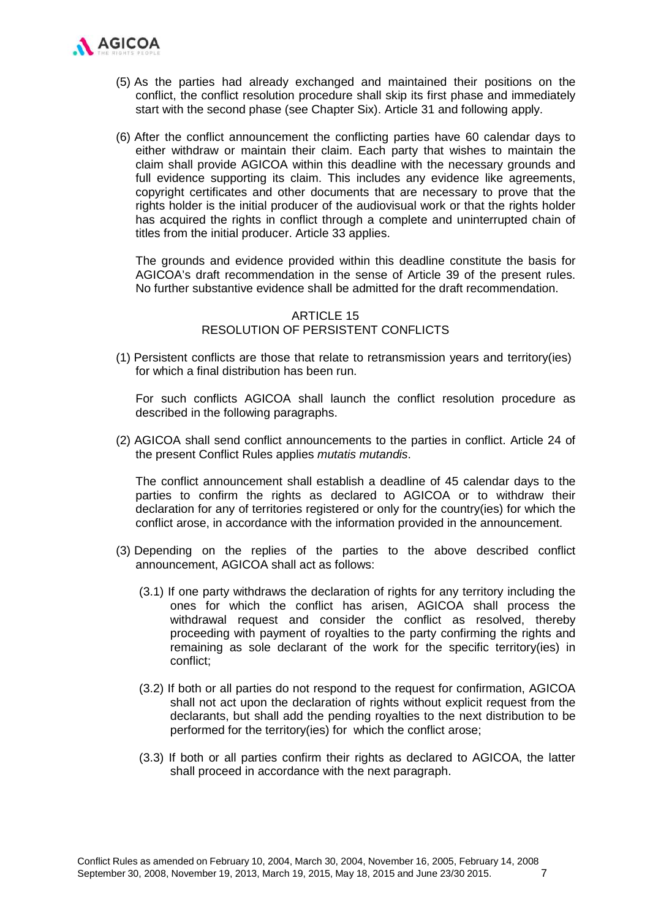(5) As the parties had already exchanged and maintained their positions on the conflict, the conflict resolution procedure shall skip its first phase and immediately start with the second phase (see Chapter Six). Article 31 and following apply.

(6) After the conflict announcement the conflicting parties have 60 calendar days to either withdraw or maintain their claim. Each party that wishes to maintain the claim shall provide AGICOA within this deadline with the necessary grounds and full evidence supporting its claim. This includes any evidence like agreements, copyright certificates and other documents that are necessary to prove that the rights holder is the initial producer of the audiovisual work or that the rights holder has acquired the rights in conflict through a complete and uninterrupted chain of titles from the initial producer. Article 33 applies.

The grounds and evidence provided within this deadline constitute the basis for AGICOA's draft recommendation in the sense of Article 39 of the present rules. No further substantive evidence shall be admitted for the draft recommendation.

## ARTICLE 15
## RESOLUTION OF PERSISTENT CONFLICTS

(1) Persistent conflicts are those that relate to retransmission years and territory(ies) for which a final distribution has been run.

For such conflicts AGICOA shall launch the conflict resolution procedure as described in the following paragraphs.

(2) AGICOA shall send conflict announcements to the parties in conflict. Article 24 of the present Conflict Rules applies *mutatis mutandis*.

The conflict announcement shall establish a deadline of 45 calendar days to the parties to confirm the rights as declared to AGICOA or to withdraw their declaration for any of territories registered or only for the country(ies) for which the conflict arose, in accordance with the information provided in the announcement.

(3) Depending on the replies of the parties to the above described conflict announcement, AGICOA shall act as follows:

(3.1) If one party withdraws the declaration of rights for any territory including the ones for which the conflict has arisen, AGICOA shall process the withdrawal request and consider the conflict as resolved, thereby proceeding with payment of royalties to the party confirming the rights and remaining as sole declarant of the work for the specific territory(ies) in conflict;

(3.2) If both or all parties do not respond to the request for confirmation, AGICOA shall not act upon the declaration of rights without explicit request from the declarants, but shall add the pending royalties to the next distribution to be performed for the territory(ies) for which the conflict arose;

(3.3) If both or all parties confirm their rights as declared to AGICOA, the latter shall proceed in accordance with the next paragraph.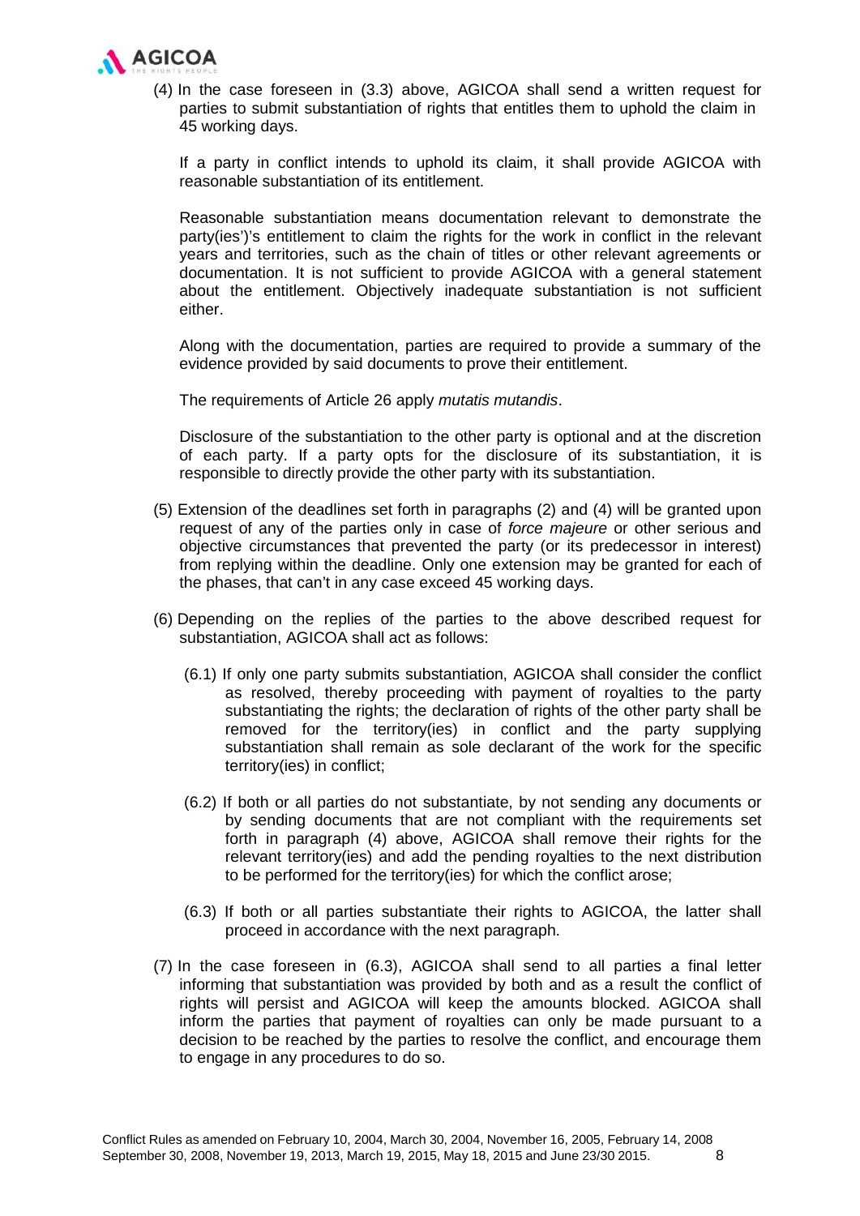(4) In the case foreseen in (3.3) above, AGICOA shall send a written request for parties to submit substantiation of rights that entitles them to uphold the claim in 45 working days.

If a party in conflict intends to uphold its claim, it shall provide AGICOA with reasonable substantiation of its entitlement.

Reasonable substantiation means documentation relevant to demonstrate the party(ies')'s entitlement to claim the rights for the work in conflict in the relevant years and territories, such as the chain of titles or other relevant agreements or documentation. It is not sufficient to provide AGICOA with a general statement about the entitlement. Objectively inadequate substantiation is not sufficient either.

Along with the documentation, parties are required to provide a summary of the evidence provided by said documents to prove their entitlement.

The requirements of Article 26 apply *mutatis mutandis*.

Disclosure of the substantiation to the other party is optional and at the discretion of each party. If a party opts for the disclosure of its substantiation, it is responsible to directly provide the other party with its substantiation.

(5) Extension of the deadlines set forth in paragraphs (2) and (4) will be granted upon request of any of the parties only in case of *force majeure* or other serious and objective circumstances that prevented the party (or its predecessor in interest) from replying within the deadline. Only one extension may be granted for each of the phases, that can't in any case exceed 45 working days.

(6) Depending on the replies of the parties to the above described request for substantiation, AGICOA shall act as follows:

(6.1) If only one party submits substantiation, AGICOA shall consider the conflict as resolved, thereby proceeding with payment of royalties to the party substantiating the rights; the declaration of rights of the other party shall be removed for the territory(ies) in conflict and the party supplying substantiation shall remain as sole declarant of the work for the specific territory(ies) in conflict;

(6.2) If both or all parties do not substantiate, by not sending any documents or by sending documents that are not compliant with the requirements set forth in paragraph (4) above, AGICOA shall remove their rights for the relevant territory(ies) and add the pending royalties to the next distribution to be performed for the territory(ies) for which the conflict arose;

(6.3) If both or all parties substantiate their rights to AGICOA, the latter shall proceed in accordance with the next paragraph.

(7) In the case foreseen in (6.3), AGICOA shall send to all parties a final letter informing that substantiation was provided by both and as a result the conflict of rights will persist and AGICOA will keep the amounts blocked. AGICOA shall inform the parties that payment of royalties can only be made pursuant to a decision to be reached by the parties to resolve the conflict, and encourage them to engage in any procedures to do so.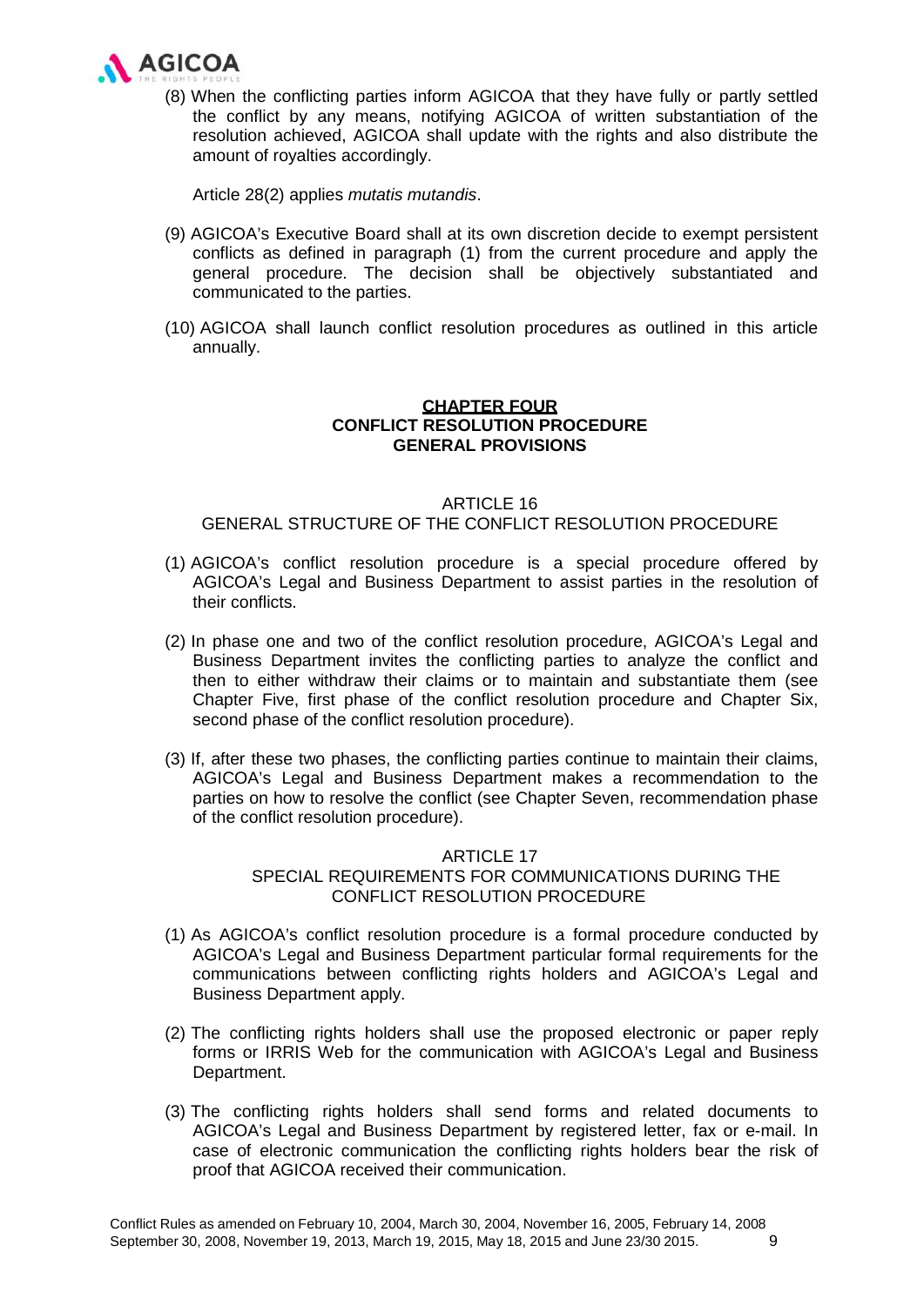(8) When the conflicting parties inform AGICOA that they have fully or partly settled the conflict by any means, notifying AGICOA of written substantiation of the resolution achieved, AGICOA shall update with the rights and also distribute the amount of royalties accordingly.

Article 28(2) applies *mutatis mutandis*.

(9) AGICOA's Executive Board shall at its own discretion decide to exempt persistent conflicts as defined in paragraph (1) from the current procedure and apply the general procedure. The decision shall be objectively substantiated and communicated to the parties.

(10) AGICOA shall launch conflict resolution procedures as outlined in this article annually.

## CHAPTER FOUR
## CONFLICT RESOLUTION PROCEDURE
## GENERAL PROVISIONS

### ARTICLE 16
### GENERAL STRUCTURE OF THE CONFLICT RESOLUTION PROCEDURE

(1) AGICOA's conflict resolution procedure is a special procedure offered by AGICOA's Legal and Business Department to assist parties in the resolution of their conflicts.

(2) In phase one and two of the conflict resolution procedure, AGICOA's Legal and Business Department invites the conflicting parties to analyze the conflict and then to either withdraw their claims or to maintain and substantiate them (see Chapter Five, first phase of the conflict resolution procedure and Chapter Six, second phase of the conflict resolution procedure).

(3) If, after these two phases, the conflicting parties continue to maintain their claims, AGICOA's Legal and Business Department makes a recommendation to the parties on how to resolve the conflict (see Chapter Seven, recommendation phase of the conflict resolution procedure).

### ARTICLE 17
### SPECIAL REQUIREMENTS FOR COMMUNICATIONS DURING THE CONFLICT RESOLUTION PROCEDURE

(1) As AGICOA's conflict resolution procedure is a formal procedure conducted by AGICOA's Legal and Business Department particular formal requirements for the communications between conflicting rights holders and AGICOA's Legal and Business Department apply.

(2) The conflicting rights holders shall use the proposed electronic or paper reply forms or IRRIS Web for the communication with AGICOA's Legal and Business Department.

(3) The conflicting rights holders shall send forms and related documents to AGICOA's Legal and Business Department by registered letter, fax or e-mail. In case of electronic communication the conflicting rights holders bear the risk of proof that AGICOA received their communication.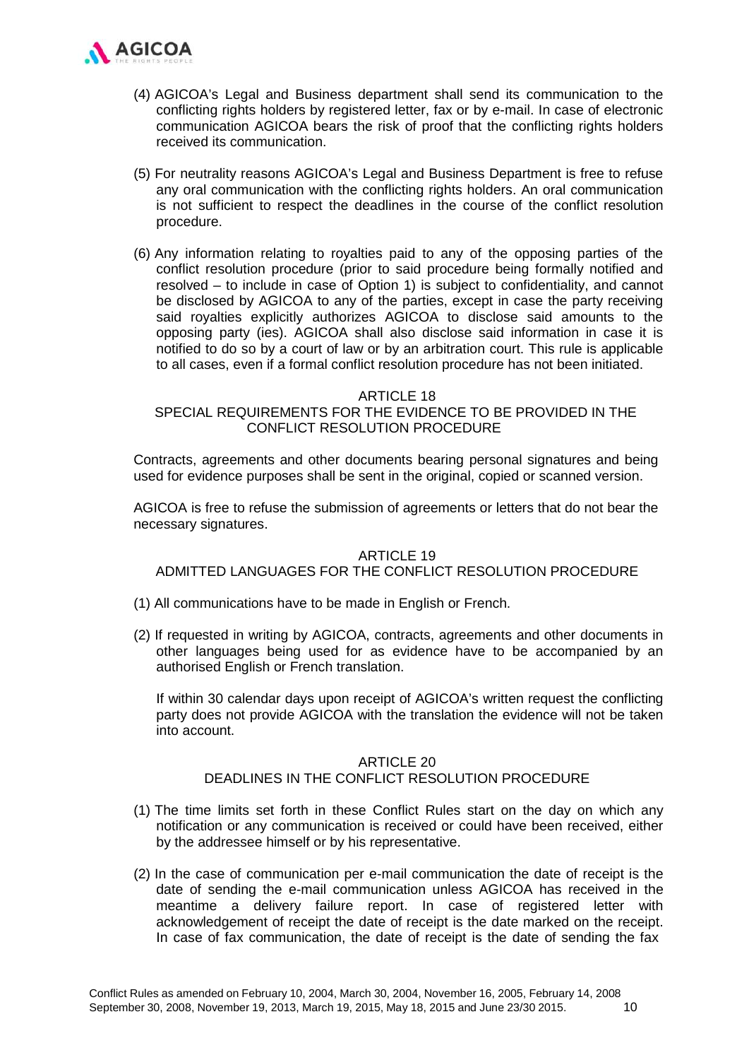(4) AGICOA's Legal and Business department shall send its communication to the conflicting rights holders by registered letter, fax or by e-mail. In case of electronic communication AGICOA bears the risk of proof that the conflicting rights holders received its communication.

(5) For neutrality reasons AGICOA's Legal and Business Department is free to refuse any oral communication with the conflicting rights holders. An oral communication is not sufficient to respect the deadlines in the course of the conflict resolution procedure.

(6) Any information relating to royalties paid to any of the opposing parties of the conflict resolution procedure (prior to said procedure being formally notified and resolved – to include in case of Option 1) is subject to confidentiality, and cannot be disclosed by AGICOA to any of the parties, except in case the party receiving said royalties explicitly authorizes AGICOA to disclose said amounts to the opposing party (ies). AGICOA shall also disclose said information in case it is notified to do so by a court of law or by an arbitration court. This rule is applicable to all cases, even if a formal conflict resolution procedure has not been initiated.

## ARTICLE 18
## SPECIAL REQUIREMENTS FOR THE EVIDENCE TO BE PROVIDED IN THE CONFLICT RESOLUTION PROCEDURE

Contracts, agreements and other documents bearing personal signatures and being used for evidence purposes shall be sent in the original, copied or scanned version.

AGICOA is free to refuse the submission of agreements or letters that do not bear the necessary signatures.

## ARTICLE 19
## ADMITTED LANGUAGES FOR THE CONFLICT RESOLUTION PROCEDURE

(1) All communications have to be made in English or French.

(2) If requested in writing by AGICOA, contracts, agreements and other documents in other languages being used for as evidence have to be accompanied by an authorised English or French translation.

If within 30 calendar days upon receipt of AGICOA's written request the conflicting party does not provide AGICOA with the translation the evidence will not be taken into account.

## ARTICLE 20
## DEADLINES IN THE CONFLICT RESOLUTION PROCEDURE

(1) The time limits set forth in these Conflict Rules start on the day on which any notification or any communication is received or could have been received, either by the addressee himself or by his representative.

(2) In the case of communication per e-mail communication the date of receipt is the date of sending the e-mail communication unless AGICOA has received in the meantime a delivery failure report. In case of registered letter with acknowledgement of receipt the date of receipt is the date marked on the receipt. In case of fax communication, the date of receipt is the date of sending the fax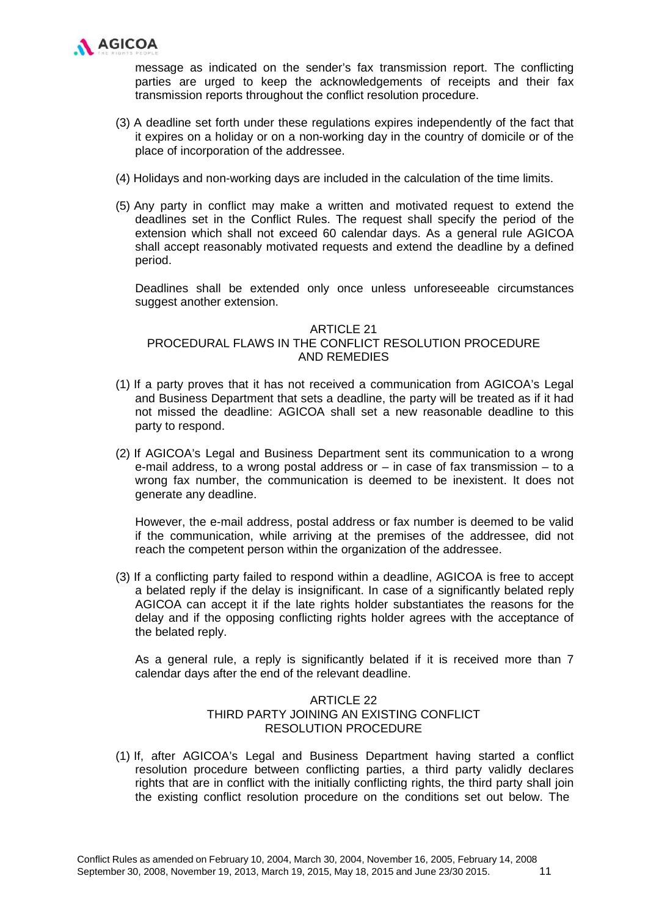message as indicated on the sender's fax transmission report. The conflicting parties are urged to keep the acknowledgements of receipts and their fax transmission reports throughout the conflict resolution procedure.

(3) A deadline set forth under these regulations expires independently of the fact that it expires on a holiday or on a non-working day in the country of domicile or of the place of incorporation of the addressee.

(4) Holidays and non-working days are included in the calculation of the time limits.

(5) Any party in conflict may make a written and motivated request to extend the deadlines set in the Conflict Rules. The request shall specify the period of the extension which shall not exceed 60 calendar days. As a general rule AGICOA shall accept reasonably motivated requests and extend the deadline by a defined period.

Deadlines shall be extended only once unless unforeseeable circumstances suggest another extension.

## ARTICLE 21
## PROCEDURAL FLAWS IN THE CONFLICT RESOLUTION PROCEDURE AND REMEDIES

(1) If a party proves that it has not received a communication from AGICOA's Legal and Business Department that sets a deadline, the party will be treated as if it had not missed the deadline: AGICOA shall set a new reasonable deadline to this party to respond.

(2) If AGICOA's Legal and Business Department sent its communication to a wrong e-mail address, to a wrong postal address or – in case of fax transmission – to a wrong fax number, the communication is deemed to be inexistent. It does not generate any deadline.

However, the e-mail address, postal address or fax number is deemed to be valid if the communication, while arriving at the premises of the addressee, did not reach the competent person within the organization of the addressee.

(3) If a conflicting party failed to respond within a deadline, AGICOA is free to accept a belated reply if the delay is insignificant. In case of a significantly belated reply AGICOA can accept it if the late rights holder substantiates the reasons for the delay and if the opposing conflicting rights holder agrees with the acceptance of the belated reply.

As a general rule, a reply is significantly belated if it is received more than 7 calendar days after the end of the relevant deadline.

## ARTICLE 22
## THIRD PARTY JOINING AN EXISTING CONFLICT RESOLUTION PROCEDURE

(1) If, after AGICOA's Legal and Business Department having started a conflict resolution procedure between conflicting parties, a third party validly declares rights that are in conflict with the initially conflicting rights, the third party shall join the existing conflict resolution procedure on the conditions set out below. The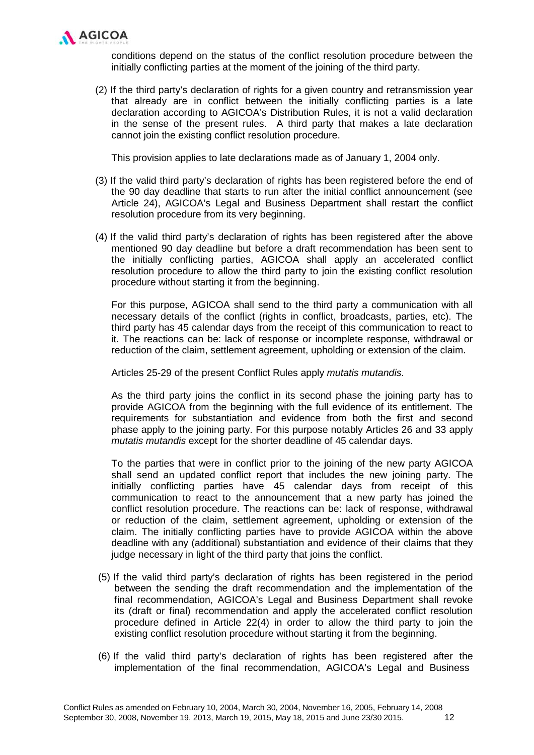conditions depend on the status of the conflict resolution procedure between the initially conflicting parties at the moment of the joining of the third party.

(2) If the third party's declaration of rights for a given country and retransmission year that already are in conflict between the initially conflicting parties is a late declaration according to AGICOA's Distribution Rules, it is not a valid declaration in the sense of the present rules. A third party that makes a late declaration cannot join the existing conflict resolution procedure.

This provision applies to late declarations made as of January 1, 2004 only.

(3) If the valid third party's declaration of rights has been registered before the end of the 90 day deadline that starts to run after the initial conflict announcement (see Article 24), AGICOA's Legal and Business Department shall restart the conflict resolution procedure from its very beginning.

(4) If the valid third party's declaration of rights has been registered after the above mentioned 90 day deadline but before a draft recommendation has been sent to the initially conflicting parties, AGICOA shall apply an accelerated conflict resolution procedure to allow the third party to join the existing conflict resolution procedure without starting it from the beginning.

For this purpose, AGICOA shall send to the third party a communication with all necessary details of the conflict (rights in conflict, broadcasts, parties, etc). The third party has 45 calendar days from the receipt of this communication to react to it. The reactions can be: lack of response or incomplete response, withdrawal or reduction of the claim, settlement agreement, upholding or extension of the claim.

Articles 25-29 of the present Conflict Rules apply *mutatis mutandis*.

As the third party joins the conflict in its second phase the joining party has to provide AGICOA from the beginning with the full evidence of its entitlement. The requirements for substantiation and evidence from both the first and second phase apply to the joining party. For this purpose notably Articles 26 and 33 apply *mutatis mutandis* except for the shorter deadline of 45 calendar days.

To the parties that were in conflict prior to the joining of the new party AGICOA shall send an updated conflict report that includes the new joining party. The initially conflicting parties have 45 calendar days from receipt of this communication to react to the announcement that a new party has joined the conflict resolution procedure. The reactions can be: lack of response, withdrawal or reduction of the claim, settlement agreement, upholding or extension of the claim. The initially conflicting parties have to provide AGICOA within the above deadline with any (additional) substantiation and evidence of their claims that they judge necessary in light of the third party that joins the conflict.

(5) If the valid third party's declaration of rights has been registered in the period between the sending the draft recommendation and the implementation of the final recommendation, AGICOA's Legal and Business Department shall revoke its (draft or final) recommendation and apply the accelerated conflict resolution procedure defined in Article 22(4) in order to allow the third party to join the existing conflict resolution procedure without starting it from the beginning.

(6) If the valid third party's declaration of rights has been registered after the implementation of the final recommendation, AGICOA's Legal and Business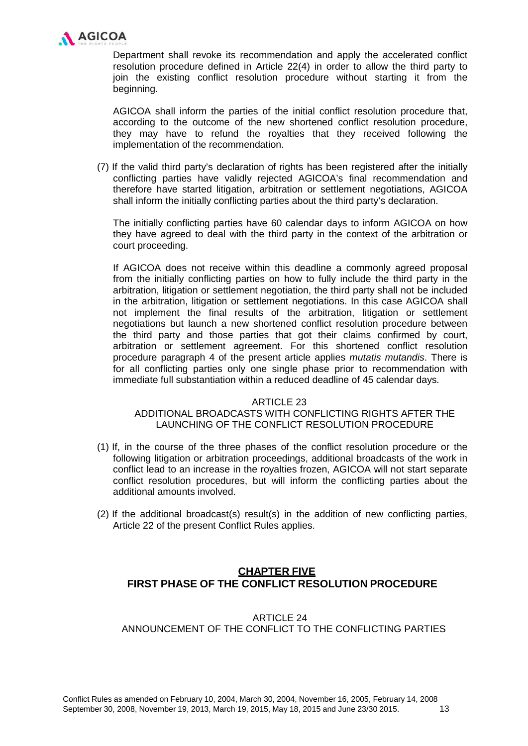Department shall revoke its recommendation and apply the accelerated conflict resolution procedure defined in Article 22(4) in order to allow the third party to join the existing conflict resolution procedure without starting it from the beginning.

AGICOA shall inform the parties of the initial conflict resolution procedure that, according to the outcome of the new shortened conflict resolution procedure, they may have to refund the royalties that they received following the implementation of the recommendation.

(7) If the valid third party's declaration of rights has been registered after the initially conflicting parties have validly rejected AGICOA's final recommendation and therefore have started litigation, arbitration or settlement negotiations, AGICOA shall inform the initially conflicting parties about the third party's declaration.

The initially conflicting parties have 60 calendar days to inform AGICOA on how they have agreed to deal with the third party in the context of the arbitration or court proceeding.

If AGICOA does not receive within this deadline a commonly agreed proposal from the initially conflicting parties on how to fully include the third party in the arbitration, litigation or settlement negotiation, the third party shall not be included in the arbitration, litigation or settlement negotiations. In this case AGICOA shall not implement the final results of the arbitration, litigation or settlement negotiations but launch a new shortened conflict resolution procedure between the third party and those parties that got their claims confirmed by court, arbitration or settlement agreement. For this shortened conflict resolution procedure paragraph 4 of the present article applies *mutatis mutandis*. There is for all conflicting parties only one single phase prior to recommendation with immediate full substantiation within a reduced deadline of 45 calendar days.

ARTICLE 23
ADDITIONAL BROADCASTS WITH CONFLICTING RIGHTS AFTER THE LAUNCHING OF THE CONFLICT RESOLUTION PROCEDURE

(1) If, in the course of the three phases of the conflict resolution procedure or the following litigation or arbitration proceedings, additional broadcasts of the work in conflict lead to an increase in the royalties frozen, AGICOA will not start separate conflict resolution procedures, but will inform the conflicting parties about the additional amounts involved.

(2) If the additional broadcast(s) result(s) in the addition of new conflicting parties, Article 22 of the present Conflict Rules applies.

## CHAPTER FIVE
## FIRST PHASE OF THE CONFLICT RESOLUTION PROCEDURE

ARTICLE 24
ANNOUNCEMENT OF THE CONFLICT TO THE CONFLICTING PARTIES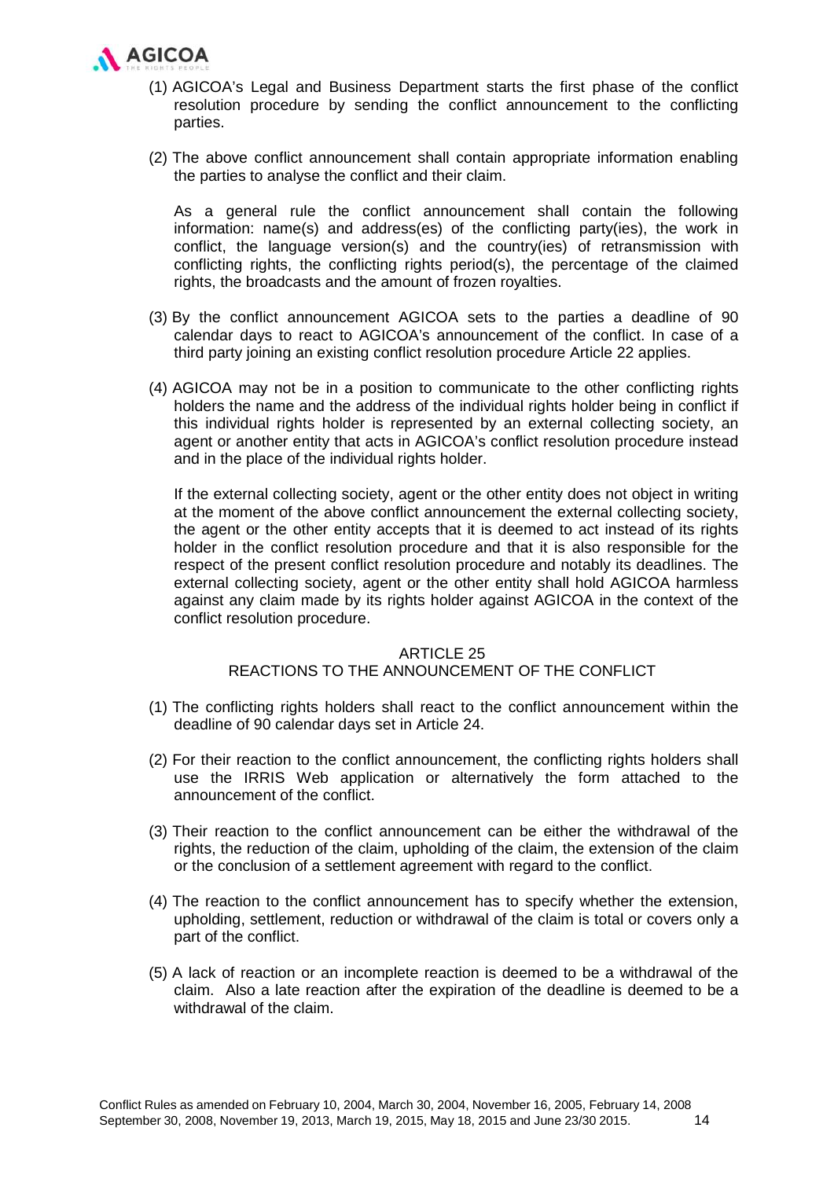(1) AGICOA's Legal and Business Department starts the first phase of the conflict resolution procedure by sending the conflict announcement to the conflicting parties.

(2) The above conflict announcement shall contain appropriate information enabling the parties to analyse the conflict and their claim.

As a general rule the conflict announcement shall contain the following information: name(s) and address(es) of the conflicting party(ies), the work in conflict, the language version(s) and the country(ies) of retransmission with conflicting rights, the conflicting rights period(s), the percentage of the claimed rights, the broadcasts and the amount of frozen royalties.

(3) By the conflict announcement AGICOA sets to the parties a deadline of 90 calendar days to react to AGICOA's announcement of the conflict. In case of a third party joining an existing conflict resolution procedure Article 22 applies.

(4) AGICOA may not be in a position to communicate to the other conflicting rights holders the name and the address of the individual rights holder being in conflict if this individual rights holder is represented by an external collecting society, an agent or another entity that acts in AGICOA's conflict resolution procedure instead and in the place of the individual rights holder.

If the external collecting society, agent or the other entity does not object in writing at the moment of the above conflict announcement the external collecting society, the agent or the other entity accepts that it is deemed to act instead of its rights holder in the conflict resolution procedure and that it is also responsible for the respect of the present conflict resolution procedure and notably its deadlines. The external collecting society, agent or the other entity shall hold AGICOA harmless against any claim made by its rights holder against AGICOA in the context of the conflict resolution procedure.

## ARTICLE 25
## REACTIONS TO THE ANNOUNCEMENT OF THE CONFLICT

(1) The conflicting rights holders shall react to the conflict announcement within the deadline of 90 calendar days set in Article 24.

(2) For their reaction to the conflict announcement, the conflicting rights holders shall use the IRRIS Web application or alternatively the form attached to the announcement of the conflict.

(3) Their reaction to the conflict announcement can be either the withdrawal of the rights, the reduction of the claim, upholding of the claim, the extension of the claim or the conclusion of a settlement agreement with regard to the conflict.

(4) The reaction to the conflict announcement has to specify whether the extension, upholding, settlement, reduction or withdrawal of the claim is total or covers only a part of the conflict.

(5) A lack of reaction or an incomplete reaction is deemed to be a withdrawal of the claim. Also a late reaction after the expiration of the deadline is deemed to be a withdrawal of the claim.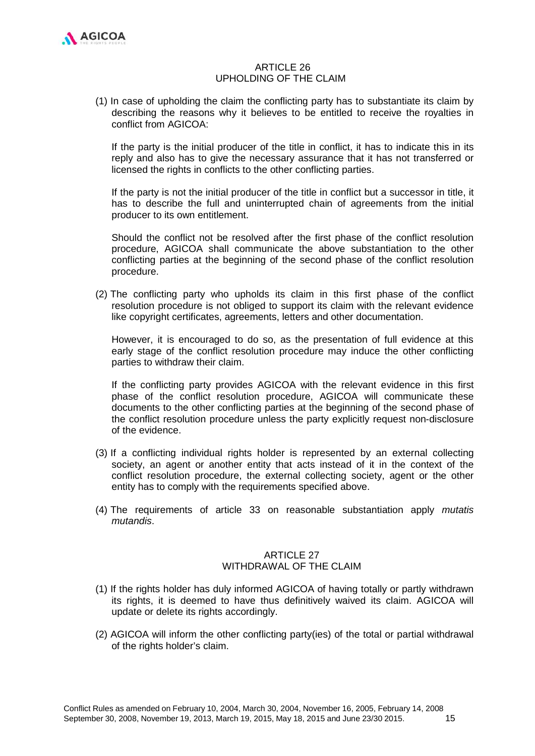## ARTICLE 26
## UPHOLDING OF THE CLAIM

(1) In case of upholding the claim the conflicting party has to substantiate its claim by describing the reasons why it believes to be entitled to receive the royalties in conflict from AGICOA:

If the party is the initial producer of the title in conflict, it has to indicate this in its reply and also has to give the necessary assurance that it has not transferred or licensed the rights in conflicts to the other conflicting parties.

If the party is not the initial producer of the title in conflict but a successor in title, it has to describe the full and uninterrupted chain of agreements from the initial producer to its own entitlement.

Should the conflict not be resolved after the first phase of the conflict resolution procedure, AGICOA shall communicate the above substantiation to the other conflicting parties at the beginning of the second phase of the conflict resolution procedure.

(2) The conflicting party who upholds its claim in this first phase of the conflict resolution procedure is not obliged to support its claim with the relevant evidence like copyright certificates, agreements, letters and other documentation.

However, it is encouraged to do so, as the presentation of full evidence at this early stage of the conflict resolution procedure may induce the other conflicting parties to withdraw their claim.

If the conflicting party provides AGICOA with the relevant evidence in this first phase of the conflict resolution procedure, AGICOA will communicate these documents to the other conflicting parties at the beginning of the second phase of the conflict resolution procedure unless the party explicitly request non-disclosure of the evidence.

(3) If a conflicting individual rights holder is represented by an external collecting society, an agent or another entity that acts instead of it in the context of the conflict resolution procedure, the external collecting society, agent or the other entity has to comply with the requirements specified above.

(4) The requirements of article 33 on reasonable substantiation apply *mutatis mutandis*.

## ARTICLE 27
## WITHDRAWAL OF THE CLAIM

(1) If the rights holder has duly informed AGICOA of having totally or partly withdrawn its rights, it is deemed to have thus definitively waived its claim. AGICOA will update or delete its rights accordingly.

(2) AGICOA will inform the other conflicting party(ies) of the total or partial withdrawal of the rights holder's claim.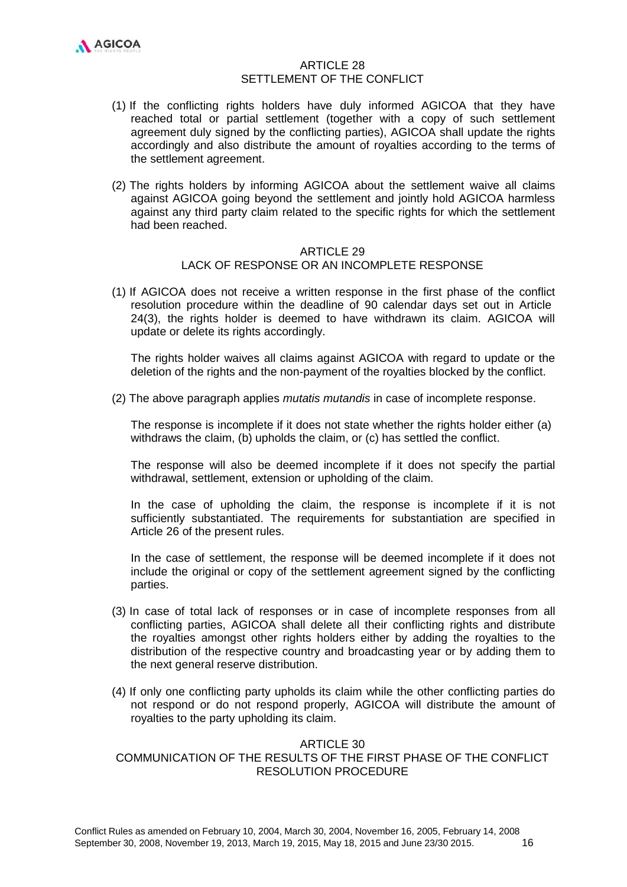## ARTICLE 28
## SETTLEMENT OF THE CONFLICT

(1) If the conflicting rights holders have duly informed AGICOA that they have reached total or partial settlement (together with a copy of such settlement agreement duly signed by the conflicting parties), AGICOA shall update the rights accordingly and also distribute the amount of royalties according to the terms of the settlement agreement.

(2) The rights holders by informing AGICOA about the settlement waive all claims against AGICOA going beyond the settlement and jointly hold AGICOA harmless against any third party claim related to the specific rights for which the settlement had been reached.

## ARTICLE 29
## LACK OF RESPONSE OR AN INCOMPLETE RESPONSE

(1) If AGICOA does not receive a written response in the first phase of the conflict resolution procedure within the deadline of 90 calendar days set out in Article 24(3), the rights holder is deemed to have withdrawn its claim. AGICOA will update or delete its rights accordingly.

The rights holder waives all claims against AGICOA with regard to update or the deletion of the rights and the non-payment of the royalties blocked by the conflict.

(2) The above paragraph applies *mutatis mutandis* in case of incomplete response.

The response is incomplete if it does not state whether the rights holder either (a) withdraws the claim, (b) upholds the claim, or (c) has settled the conflict.

The response will also be deemed incomplete if it does not specify the partial withdrawal, settlement, extension or upholding of the claim.

In the case of upholding the claim, the response is incomplete if it is not sufficiently substantiated. The requirements for substantiation are specified in Article 26 of the present rules.

In the case of settlement, the response will be deemed incomplete if it does not include the original or copy of the settlement agreement signed by the conflicting parties.

(3) In case of total lack of responses or in case of incomplete responses from all conflicting parties, AGICOA shall delete all their conflicting rights and distribute the royalties amongst other rights holders either by adding the royalties to the distribution of the respective country and broadcasting year or by adding them to the next general reserve distribution.

(4) If only one conflicting party upholds its claim while the other conflicting parties do not respond or do not respond properly, AGICOA will distribute the amount of royalties to the party upholding its claim.

## ARTICLE 30
## COMMUNICATION OF THE RESULTS OF THE FIRST PHASE OF THE CONFLICT RESOLUTION PROCEDURE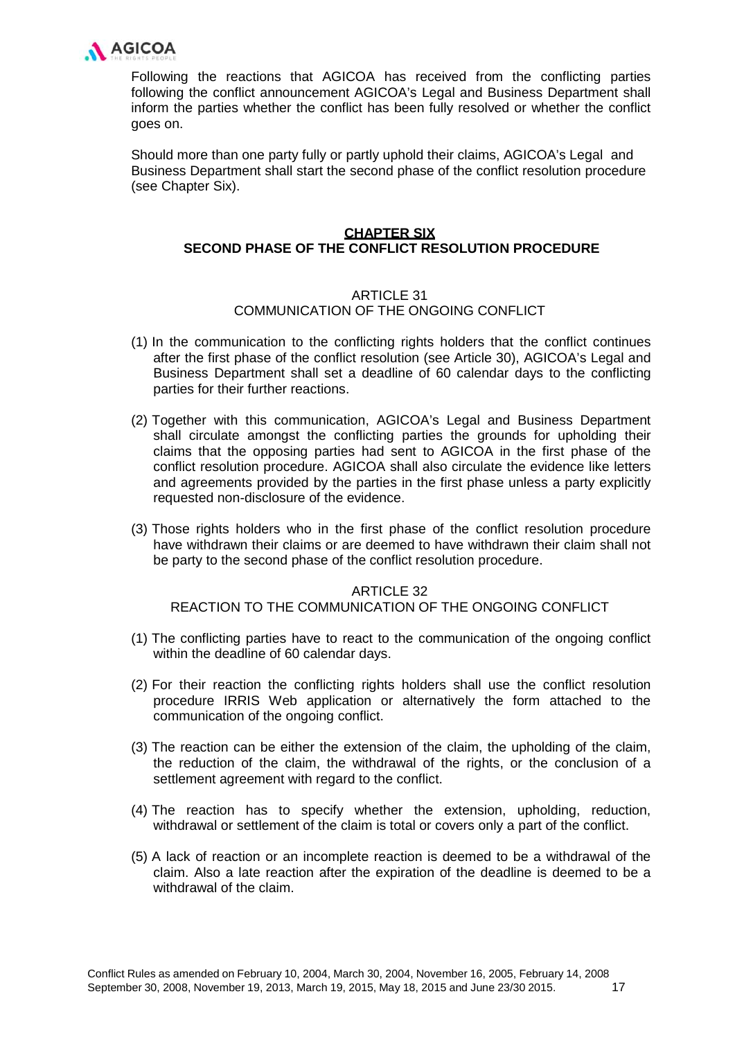Following the reactions that AGICOA has received from the conflicting parties following the conflict announcement AGICOA's Legal and Business Department shall inform the parties whether the conflict has been fully resolved or whether the conflict goes on.

Should more than one party fully or partly uphold their claims, AGICOA's Legal and Business Department shall start the second phase of the conflict resolution procedure (see Chapter Six).

## CHAPTER SIX
## SECOND PHASE OF THE CONFLICT RESOLUTION PROCEDURE

### ARTICLE 31
### COMMUNICATION OF THE ONGOING CONFLICT

(1) In the communication to the conflicting rights holders that the conflict continues after the first phase of the conflict resolution (see Article 30), AGICOA's Legal and Business Department shall set a deadline of 60 calendar days to the conflicting parties for their further reactions.

(2) Together with this communication, AGICOA's Legal and Business Department shall circulate amongst the conflicting parties the grounds for upholding their claims that the opposing parties had sent to AGICOA in the first phase of the conflict resolution procedure. AGICOA shall also circulate the evidence like letters and agreements provided by the parties in the first phase unless a party explicitly requested non-disclosure of the evidence.

(3) Those rights holders who in the first phase of the conflict resolution procedure have withdrawn their claims or are deemed to have withdrawn their claim shall not be party to the second phase of the conflict resolution procedure.

### ARTICLE 32
### REACTION TO THE COMMUNICATION OF THE ONGOING CONFLICT

(1) The conflicting parties have to react to the communication of the ongoing conflict within the deadline of 60 calendar days.

(2) For their reaction the conflicting rights holders shall use the conflict resolution procedure IRRIS Web application or alternatively the form attached to the communication of the ongoing conflict.

(3) The reaction can be either the extension of the claim, the upholding of the claim, the reduction of the claim, the withdrawal of the rights, or the conclusion of a settlement agreement with regard to the conflict.

(4) The reaction has to specify whether the extension, upholding, reduction, withdrawal or settlement of the claim is total or covers only a part of the conflict.

(5) A lack of reaction or an incomplete reaction is deemed to be a withdrawal of the claim. Also a late reaction after the expiration of the deadline is deemed to be a withdrawal of the claim.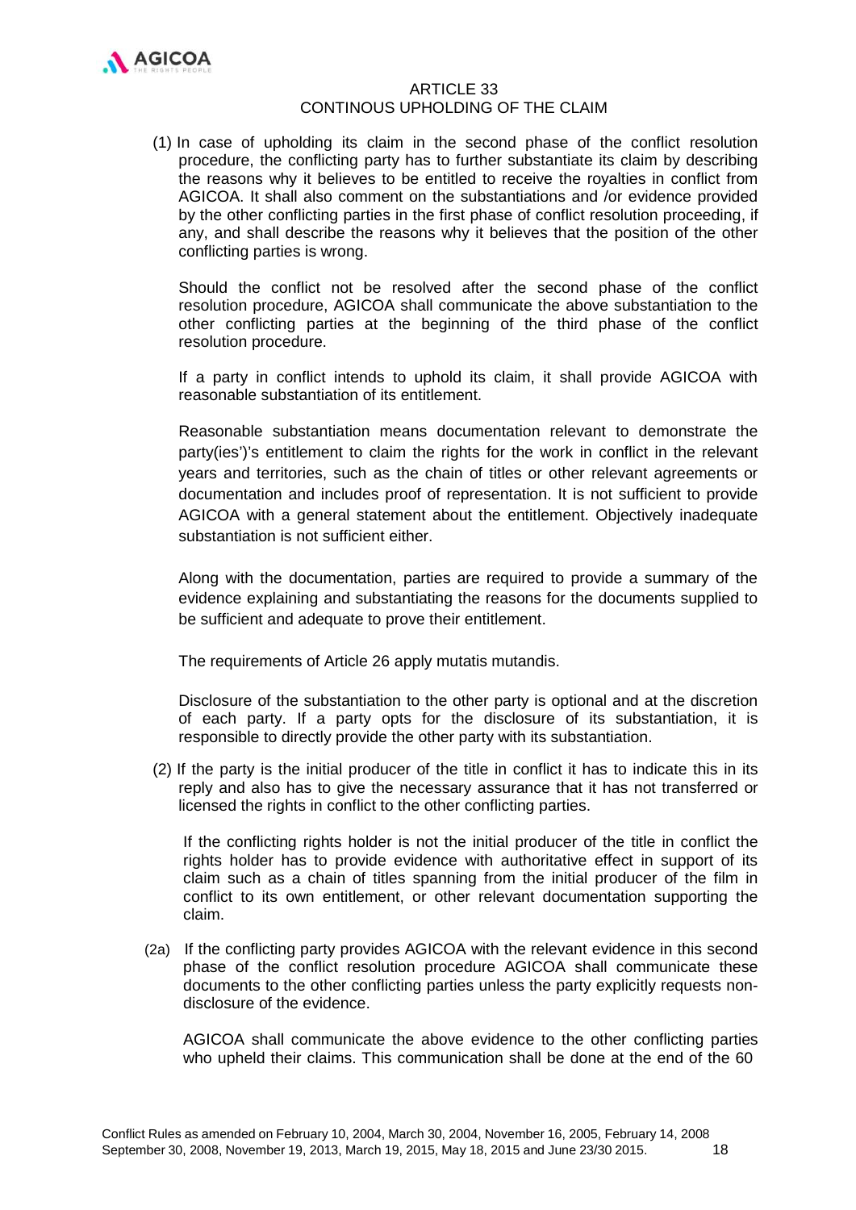## ARTICLE 33
## CONTINOUS UPHOLDING OF THE CLAIM

(1) In case of upholding its claim in the second phase of the conflict resolution procedure, the conflicting party has to further substantiate its claim by describing the reasons why it believes to be entitled to receive the royalties in conflict from AGICOA. It shall also comment on the substantiations and /or evidence provided by the other conflicting parties in the first phase of conflict resolution proceeding, if any, and shall describe the reasons why it believes that the position of the other conflicting parties is wrong.

Should the conflict not be resolved after the second phase of the conflict resolution procedure, AGICOA shall communicate the above substantiation to the other conflicting parties at the beginning of the third phase of the conflict resolution procedure.

If a party in conflict intends to uphold its claim, it shall provide AGICOA with reasonable substantiation of its entitlement.

Reasonable substantiation means documentation relevant to demonstrate the party(ies')'s entitlement to claim the rights for the work in conflict in the relevant years and territories, such as the chain of titles or other relevant agreements or documentation and includes proof of representation. It is not sufficient to provide AGICOA with a general statement about the entitlement. Objectively inadequate substantiation is not sufficient either.

Along with the documentation, parties are required to provide a summary of the evidence explaining and substantiating the reasons for the documents supplied to be sufficient and adequate to prove their entitlement.

The requirements of Article 26 apply mutatis mutandis.

Disclosure of the substantiation to the other party is optional and at the discretion of each party. If a party opts for the disclosure of its substantiation, it is responsible to directly provide the other party with its substantiation.

(2) If the party is the initial producer of the title in conflict it has to indicate this in its reply and also has to give the necessary assurance that it has not transferred or licensed the rights in conflict to the other conflicting parties.

If the conflicting rights holder is not the initial producer of the title in conflict the rights holder has to provide evidence with authoritative effect in support of its claim such as a chain of titles spanning from the initial producer of the film in conflict to its own entitlement, or other relevant documentation supporting the claim.

(2a) If the conflicting party provides AGICOA with the relevant evidence in this second phase of the conflict resolution procedure AGICOA shall communicate these documents to the other conflicting parties unless the party explicitly requests non-disclosure of the evidence.

AGICOA shall communicate the above evidence to the other conflicting parties who upheld their claims. This communication shall be done at the end of the 60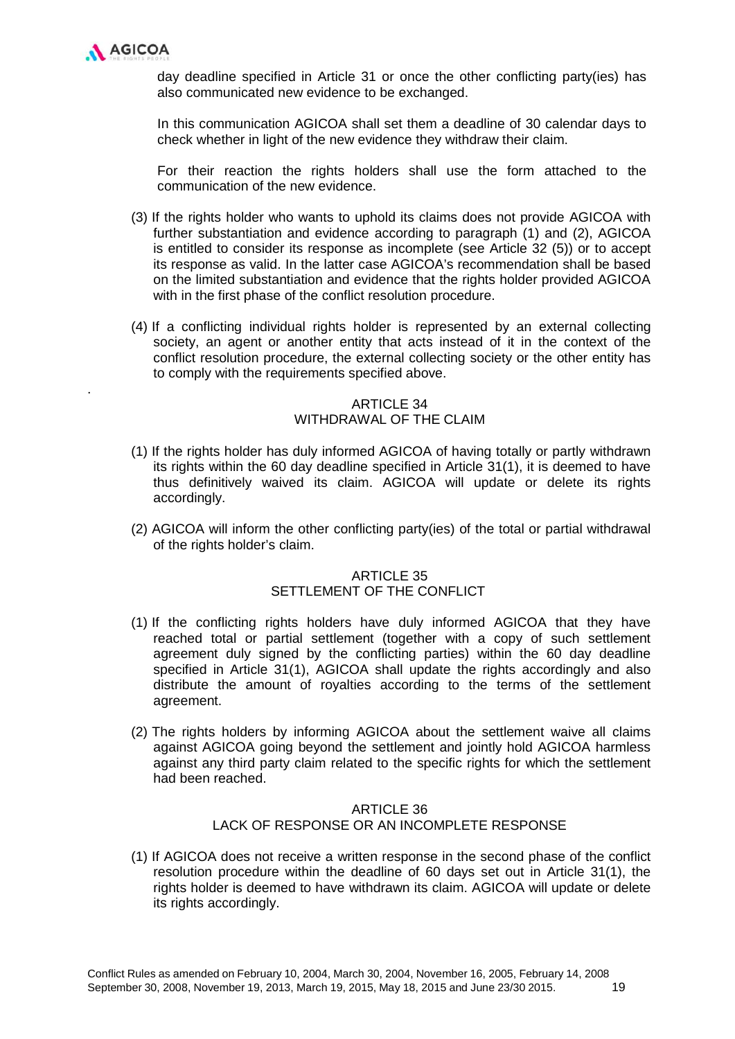day deadline specified in Article 31 or once the other conflicting party(ies) has also communicated new evidence to be exchanged.

In this communication AGICOA shall set them a deadline of 30 calendar days to check whether in light of the new evidence they withdraw their claim.

For their reaction the rights holders shall use the form attached to the communication of the new evidence.

(3) If the rights holder who wants to uphold its claims does not provide AGICOA with further substantiation and evidence according to paragraph (1) and (2), AGICOA is entitled to consider its response as incomplete (see Article 32 (5)) or to accept its response as valid. In the latter case AGICOA's recommendation shall be based on the limited substantiation and evidence that the rights holder provided AGICOA with in the first phase of the conflict resolution procedure.

(4) If a conflicting individual rights holder is represented by an external collecting society, an agent or another entity that acts instead of it in the context of the conflict resolution procedure, the external collecting society or the other entity has to comply with the requirements specified above.

## ARTICLE 34
## WITHDRAWAL OF THE CLAIM

(1) If the rights holder has duly informed AGICOA of having totally or partly withdrawn its rights within the 60 day deadline specified in Article 31(1), it is deemed to have thus definitively waived its claim. AGICOA will update or delete its rights accordingly.

(2) AGICOA will inform the other conflicting party(ies) of the total or partial withdrawal of the rights holder's claim.

## ARTICLE 35
## SETTLEMENT OF THE CONFLICT

(1) If the conflicting rights holders have duly informed AGICOA that they have reached total or partial settlement (together with a copy of such settlement agreement duly signed by the conflicting parties) within the 60 day deadline specified in Article 31(1), AGICOA shall update the rights accordingly and also distribute the amount of royalties according to the terms of the settlement agreement.

(2) The rights holders by informing AGICOA about the settlement waive all claims against AGICOA going beyond the settlement and jointly hold AGICOA harmless against any third party claim related to the specific rights for which the settlement had been reached.

## ARTICLE 36
## LACK OF RESPONSE OR AN INCOMPLETE RESPONSE

(1) If AGICOA does not receive a written response in the second phase of the conflict resolution procedure within the deadline of 60 days set out in Article 31(1), the rights holder is deemed to have withdrawn its claim. AGICOA will update or delete its rights accordingly.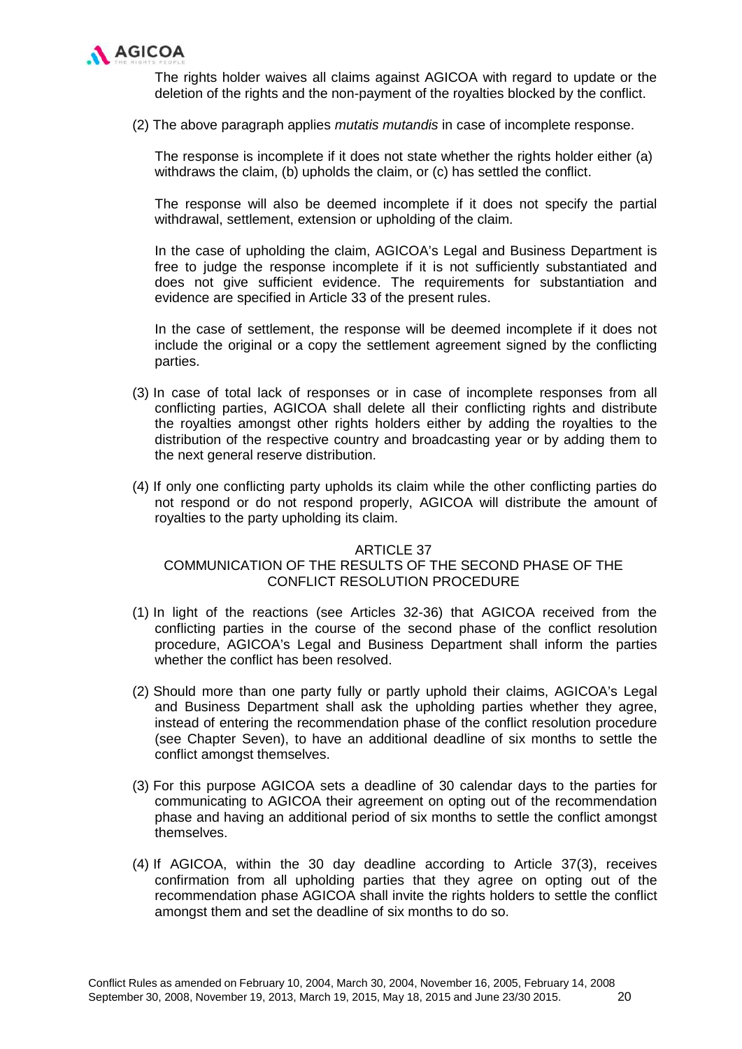The rights holder waives all claims against AGICOA with regard to update or the deletion of the rights and the non-payment of the royalties blocked by the conflict.

(2) The above paragraph applies *mutatis mutandis* in case of incomplete response.

The response is incomplete if it does not state whether the rights holder either (a) withdraws the claim, (b) upholds the claim, or (c) has settled the conflict.

The response will also be deemed incomplete if it does not specify the partial withdrawal, settlement, extension or upholding of the claim.

In the case of upholding the claim, AGICOA's Legal and Business Department is free to judge the response incomplete if it is not sufficiently substantiated and does not give sufficient evidence. The requirements for substantiation and evidence are specified in Article 33 of the present rules.

In the case of settlement, the response will be deemed incomplete if it does not include the original or a copy the settlement agreement signed by the conflicting parties.

(3) In case of total lack of responses or in case of incomplete responses from all conflicting parties, AGICOA shall delete all their conflicting rights and distribute the royalties amongst other rights holders either by adding the royalties to the distribution of the respective country and broadcasting year or by adding them to the next general reserve distribution.

(4) If only one conflicting party upholds its claim while the other conflicting parties do not respond or do not respond properly, AGICOA will distribute the amount of royalties to the party upholding its claim.

## ARTICLE 37
## COMMUNICATION OF THE RESULTS OF THE SECOND PHASE OF THE CONFLICT RESOLUTION PROCEDURE

(1) In light of the reactions (see Articles 32-36) that AGICOA received from the conflicting parties in the course of the second phase of the conflict resolution procedure, AGICOA's Legal and Business Department shall inform the parties whether the conflict has been resolved.

(2) Should more than one party fully or partly uphold their claims, AGICOA's Legal and Business Department shall ask the upholding parties whether they agree, instead of entering the recommendation phase of the conflict resolution procedure (see Chapter Seven), to have an additional deadline of six months to settle the conflict amongst themselves.

(3) For this purpose AGICOA sets a deadline of 30 calendar days to the parties for communicating to AGICOA their agreement on opting out of the recommendation phase and having an additional period of six months to settle the conflict amongst themselves.

(4) If AGICOA, within the 30 day deadline according to Article 37(3), receives confirmation from all upholding parties that they agree on opting out of the recommendation phase AGICOA shall invite the rights holders to settle the conflict amongst them and set the deadline of six months to do so.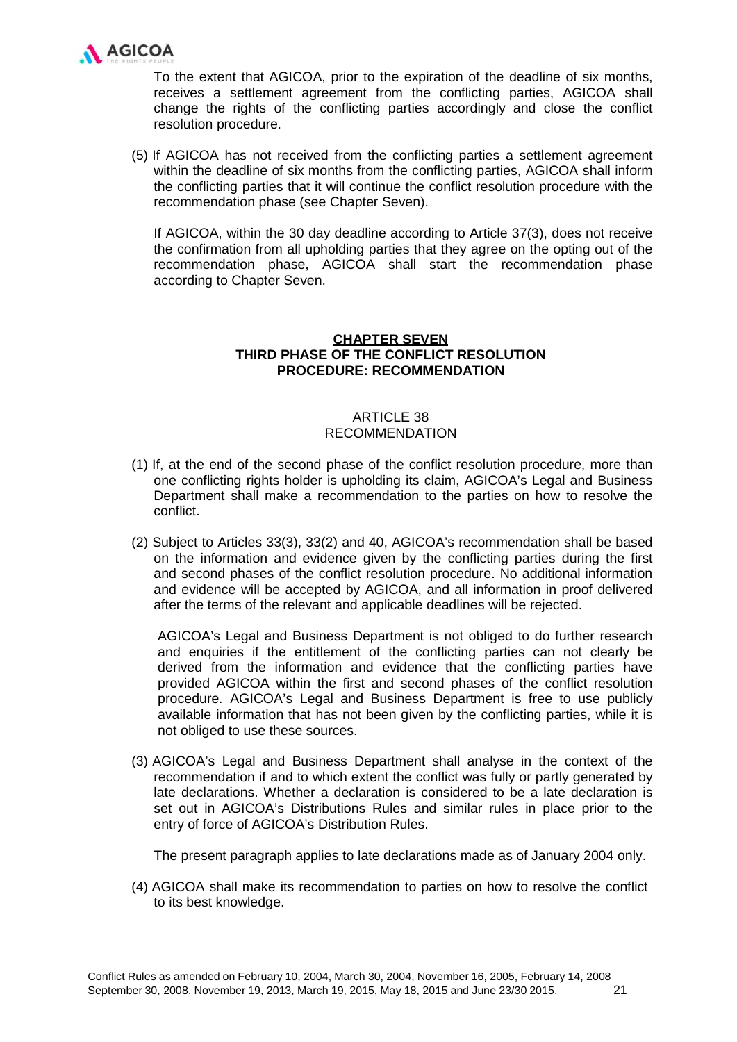To the extent that AGICOA, prior to the expiration of the deadline of six months, receives a settlement agreement from the conflicting parties, AGICOA shall change the rights of the conflicting parties accordingly and close the conflict resolution procedure.

(5) If AGICOA has not received from the conflicting parties a settlement agreement within the deadline of six months from the conflicting parties, AGICOA shall inform the conflicting parties that it will continue the conflict resolution procedure with the recommendation phase (see Chapter Seven).

If AGICOA, within the 30 day deadline according to Article 37(3), does not receive the confirmation from all upholding parties that they agree on the opting out of the recommendation phase, AGICOA shall start the recommendation phase according to Chapter Seven.

## CHAPTER SEVEN
## THIRD PHASE OF THE CONFLICT RESOLUTION PROCEDURE: RECOMMENDATION

### ARTICLE 38
### RECOMMENDATION

(1) If, at the end of the second phase of the conflict resolution procedure, more than one conflicting rights holder is upholding its claim, AGICOA's Legal and Business Department shall make a recommendation to the parties on how to resolve the conflict.

(2) Subject to Articles 33(3), 33(2) and 40, AGICOA's recommendation shall be based on the information and evidence given by the conflicting parties during the first and second phases of the conflict resolution procedure. No additional information and evidence will be accepted by AGICOA, and all information in proof delivered after the terms of the relevant and applicable deadlines will be rejected.

AGICOA's Legal and Business Department is not obliged to do further research and enquiries if the entitlement of the conflicting parties can not clearly be derived from the information and evidence that the conflicting parties have provided AGICOA within the first and second phases of the conflict resolution procedure. AGICOA's Legal and Business Department is free to use publicly available information that has not been given by the conflicting parties, while it is not obliged to use these sources.

(3) AGICOA's Legal and Business Department shall analyse in the context of the recommendation if and to which extent the conflict was fully or partly generated by late declarations. Whether a declaration is considered to be a late declaration is set out in AGICOA's Distributions Rules and similar rules in place prior to the entry of force of AGICOA's Distribution Rules.

The present paragraph applies to late declarations made as of January 2004 only.

(4) AGICOA shall make its recommendation to parties on how to resolve the conflict to its best knowledge.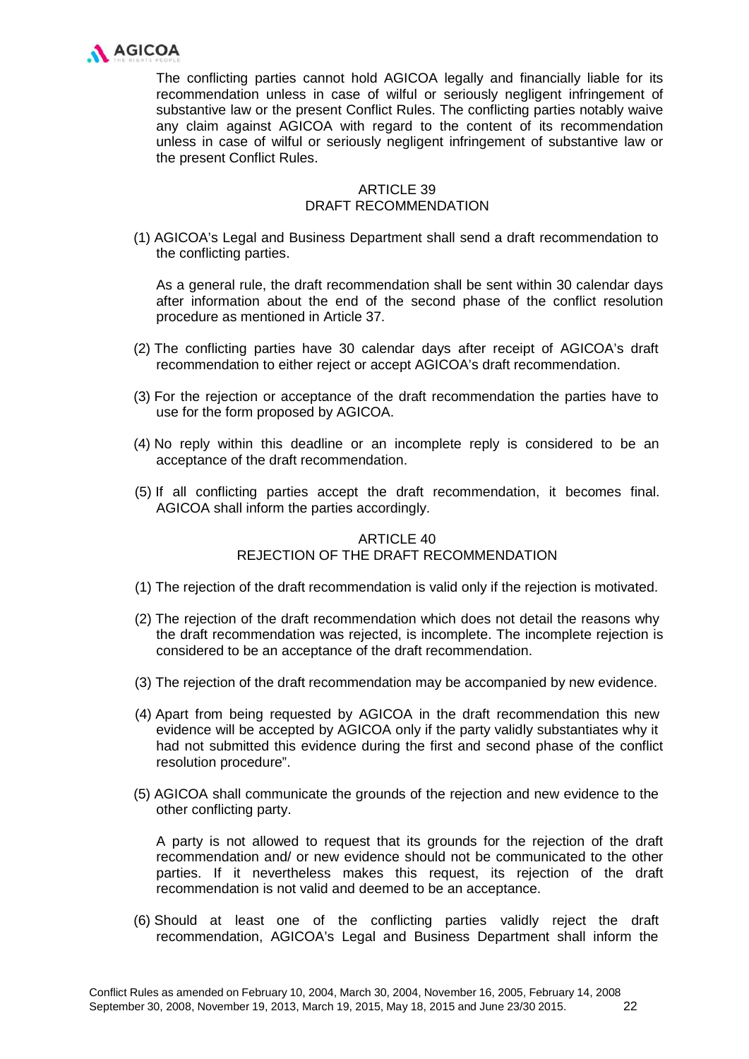The conflicting parties cannot hold AGICOA legally and financially liable for its recommendation unless in case of wilful or seriously negligent infringement of substantive law or the present Conflict Rules. The conflicting parties notably waive any claim against AGICOA with regard to the content of its recommendation unless in case of wilful or seriously negligent infringement of substantive law or the present Conflict Rules.

## ARTICLE 39
## DRAFT RECOMMENDATION

(1) AGICOA's Legal and Business Department shall send a draft recommendation to the conflicting parties.

As a general rule, the draft recommendation shall be sent within 30 calendar days after information about the end of the second phase of the conflict resolution procedure as mentioned in Article 37.

(2) The conflicting parties have 30 calendar days after receipt of AGICOA's draft recommendation to either reject or accept AGICOA's draft recommendation.

(3) For the rejection or acceptance of the draft recommendation the parties have to use for the form proposed by AGICOA.

(4) No reply within this deadline or an incomplete reply is considered to be an acceptance of the draft recommendation.

(5) If all conflicting parties accept the draft recommendation, it becomes final. AGICOA shall inform the parties accordingly.

## ARTICLE 40
## REJECTION OF THE DRAFT RECOMMENDATION

(1) The rejection of the draft recommendation is valid only if the rejection is motivated.

(2) The rejection of the draft recommendation which does not detail the reasons why the draft recommendation was rejected, is incomplete. The incomplete rejection is considered to be an acceptance of the draft recommendation.

(3) The rejection of the draft recommendation may be accompanied by new evidence.

(4) Apart from being requested by AGICOA in the draft recommendation this new evidence will be accepted by AGICOA only if the party validly substantiates why it had not submitted this evidence during the first and second phase of the conflict resolution procedure".

(5) AGICOA shall communicate the grounds of the rejection and new evidence to the other conflicting party.

A party is not allowed to request that its grounds for the rejection of the draft recommendation and/ or new evidence should not be communicated to the other parties. If it nevertheless makes this request, its rejection of the draft recommendation is not valid and deemed to be an acceptance.

(6) Should at least one of the conflicting parties validly reject the draft recommendation, AGICOA's Legal and Business Department shall inform the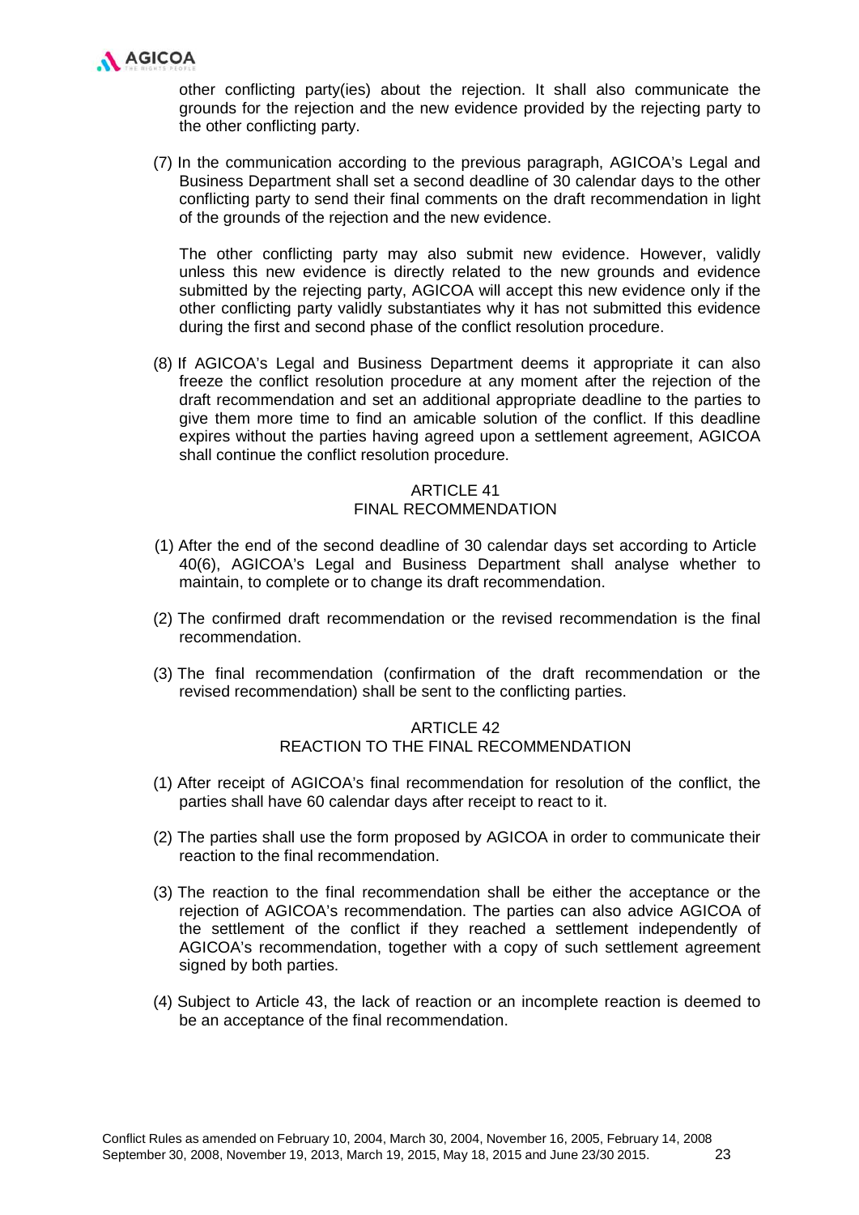other conflicting party(ies) about the rejection. It shall also communicate the grounds for the rejection and the new evidence provided by the rejecting party to the other conflicting party.

(7) In the communication according to the previous paragraph, AGICOA's Legal and Business Department shall set a second deadline of 30 calendar days to the other conflicting party to send their final comments on the draft recommendation in light of the grounds of the rejection and the new evidence.

The other conflicting party may also submit new evidence. However, validly unless this new evidence is directly related to the new grounds and evidence submitted by the rejecting party, AGICOA will accept this new evidence only if the other conflicting party validly substantiates why it has not submitted this evidence during the first and second phase of the conflict resolution procedure.

(8) If AGICOA's Legal and Business Department deems it appropriate it can also freeze the conflict resolution procedure at any moment after the rejection of the draft recommendation and set an additional appropriate deadline to the parties to give them more time to find an amicable solution of the conflict. If this deadline expires without the parties having agreed upon a settlement agreement, AGICOA shall continue the conflict resolution procedure.

## ARTICLE 41
## FINAL RECOMMENDATION

(1) After the end of the second deadline of 30 calendar days set according to Article 40(6), AGICOA's Legal and Business Department shall analyse whether to maintain, to complete or to change its draft recommendation.

(2) The confirmed draft recommendation or the revised recommendation is the final recommendation.

(3) The final recommendation (confirmation of the draft recommendation or the revised recommendation) shall be sent to the conflicting parties.

## ARTICLE 42
## REACTION TO THE FINAL RECOMMENDATION

(1) After receipt of AGICOA's final recommendation for resolution of the conflict, the parties shall have 60 calendar days after receipt to react to it.

(2) The parties shall use the form proposed by AGICOA in order to communicate their reaction to the final recommendation.

(3) The reaction to the final recommendation shall be either the acceptance or the rejection of AGICOA's recommendation. The parties can also advice AGICOA of the settlement of the conflict if they reached a settlement independently of AGICOA's recommendation, together with a copy of such settlement agreement signed by both parties.

(4) Subject to Article 43, the lack of reaction or an incomplete reaction is deemed to be an acceptance of the final recommendation.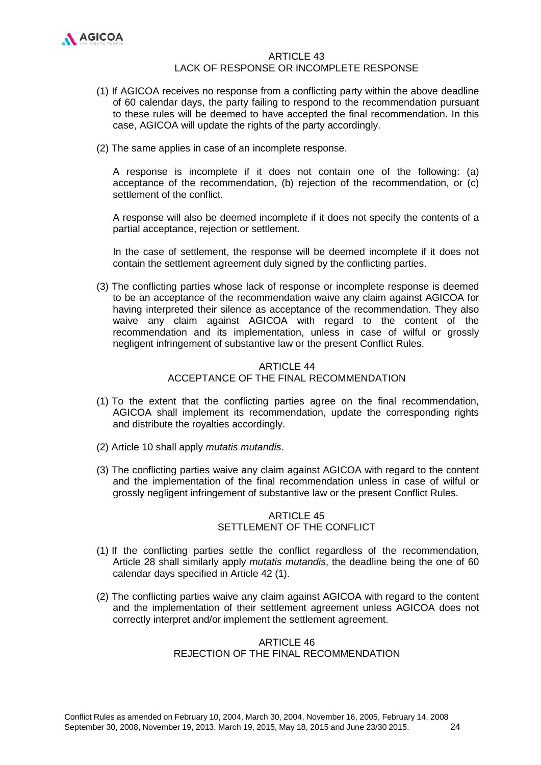## ARTICLE 43
## LACK OF RESPONSE OR INCOMPLETE RESPONSE

(1) If AGICOA receives no response from a conflicting party within the above deadline of 60 calendar days, the party failing to respond to the recommendation pursuant to these rules will be deemed to have accepted the final recommendation. In this case, AGICOA will update the rights of the party accordingly.

(2) The same applies in case of an incomplete response.

A response is incomplete if it does not contain one of the following: (a) acceptance of the recommendation, (b) rejection of the recommendation, or (c) settlement of the conflict.

A response will also be deemed incomplete if it does not specify the contents of a partial acceptance, rejection or settlement.

In the case of settlement, the response will be deemed incomplete if it does not contain the settlement agreement duly signed by the conflicting parties.

(3) The conflicting parties whose lack of response or incomplete response is deemed to be an acceptance of the recommendation waive any claim against AGICOA for having interpreted their silence as acceptance of the recommendation. They also waive any claim against AGICOA with regard to the content of the recommendation and its implementation, unless in case of wilful or grossly negligent infringement of substantive law or the present Conflict Rules.

## ARTICLE 44
## ACCEPTANCE OF THE FINAL RECOMMENDATION

(1) To the extent that the conflicting parties agree on the final recommendation, AGICOA shall implement its recommendation, update the corresponding rights and distribute the royalties accordingly.

(2) Article 10 shall apply *mutatis mutandis*.

(3) The conflicting parties waive any claim against AGICOA with regard to the content and the implementation of the final recommendation unless in case of wilful or grossly negligent infringement of substantive law or the present Conflict Rules.

## ARTICLE 45
## SETTLEMENT OF THE CONFLICT

(1) If the conflicting parties settle the conflict regardless of the recommendation, Article 28 shall similarly apply *mutatis mutandis*, the deadline being the one of 60 calendar days specified in Article 42 (1).

(2) The conflicting parties waive any claim against AGICOA with regard to the content and the implementation of their settlement agreement unless AGICOA does not correctly interpret and/or implement the settlement agreement.

## ARTICLE 46
## REJECTION OF THE FINAL RECOMMENDATION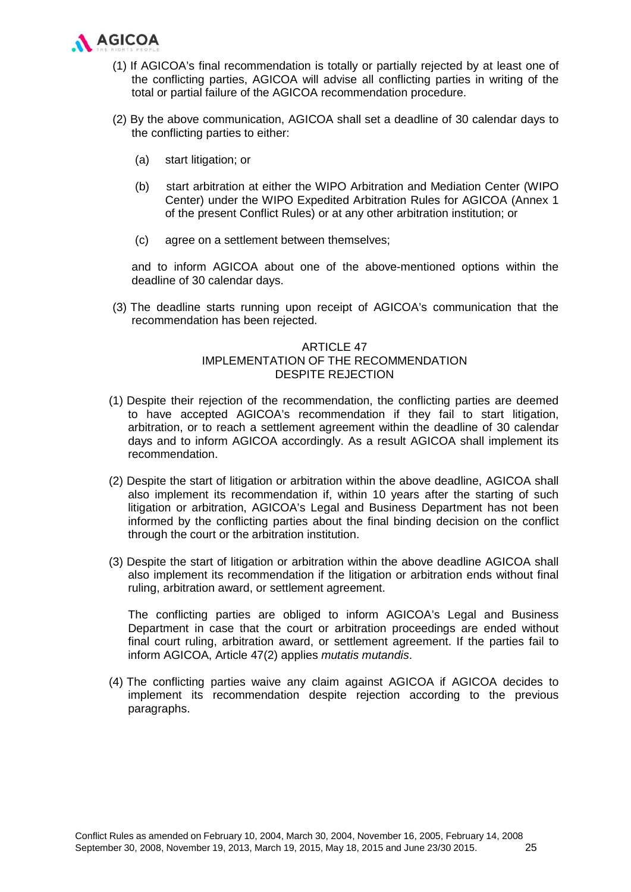(1) If AGICOA's final recommendation is totally or partially rejected by at least one of the conflicting parties, AGICOA will advise all conflicting parties in writing of the total or partial failure of the AGICOA recommendation procedure.

(2) By the above communication, AGICOA shall set a deadline of 30 calendar days to the conflicting parties to either:

   (a) start litigation; or

   (b) start arbitration at either the WIPO Arbitration and Mediation Center (WIPO Center) under the WIPO Expedited Arbitration Rules for AGICOA (Annex 1 of the present Conflict Rules) or at any other arbitration institution; or

   (c) agree on a settlement between themselves;

   and to inform AGICOA about one of the above-mentioned options within the deadline of 30 calendar days.

(3) The deadline starts running upon receipt of AGICOA's communication that the recommendation has been rejected.

## ARTICLE 47
## IMPLEMENTATION OF THE RECOMMENDATION DESPITE REJECTION

(1) Despite their rejection of the recommendation, the conflicting parties are deemed to have accepted AGICOA's recommendation if they fail to start litigation, arbitration, or to reach a settlement agreement within the deadline of 30 calendar days and to inform AGICOA accordingly. As a result AGICOA shall implement its recommendation.

(2) Despite the start of litigation or arbitration within the above deadline, AGICOA shall also implement its recommendation if, within 10 years after the starting of such litigation or arbitration, AGICOA's Legal and Business Department has not been informed by the conflicting parties about the final binding decision on the conflict through the court or the arbitration institution.

(3) Despite the start of litigation or arbitration within the above deadline AGICOA shall also implement its recommendation if the litigation or arbitration ends without final ruling, arbitration award, or settlement agreement.

   The conflicting parties are obliged to inform AGICOA's Legal and Business Department in case that the court or arbitration proceedings are ended without final court ruling, arbitration award, or settlement agreement. If the parties fail to inform AGICOA, Article 47(2) applies *mutatis mutandis*.

(4) The conflicting parties waive any claim against AGICOA if AGICOA decides to implement its recommendation despite rejection according to the previous paragraphs.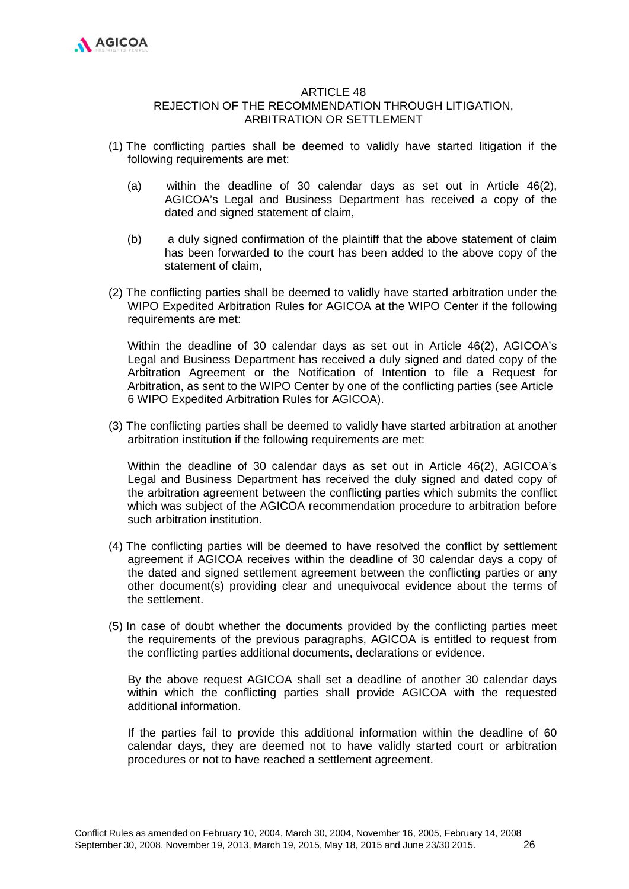## ARTICLE 48
## REJECTION OF THE RECOMMENDATION THROUGH LITIGATION, ARBITRATION OR SETTLEMENT

(1) The conflicting parties shall be deemed to validly have started litigation if the following requirements are met:

   (a) within the deadline of 30 calendar days as set out in Article 46(2), AGICOA's Legal and Business Department has received a copy of the dated and signed statement of claim,

   (b) a duly signed confirmation of the plaintiff that the above statement of claim has been forwarded to the court has been added to the above copy of the statement of claim,

(2) The conflicting parties shall be deemed to validly have started arbitration under the WIPO Expedited Arbitration Rules for AGICOA at the WIPO Center if the following requirements are met:

   Within the deadline of 30 calendar days as set out in Article 46(2), AGICOA's Legal and Business Department has received a duly signed and dated copy of the Arbitration Agreement or the Notification of Intention to file a Request for Arbitration, as sent to the WIPO Center by one of the conflicting parties (see Article 6 WIPO Expedited Arbitration Rules for AGICOA).

(3) The conflicting parties shall be deemed to validly have started arbitration at another arbitration institution if the following requirements are met:

   Within the deadline of 30 calendar days as set out in Article 46(2), AGICOA's Legal and Business Department has received the duly signed and dated copy of the arbitration agreement between the conflicting parties which submits the conflict which was subject of the AGICOA recommendation procedure to arbitration before such arbitration institution.

(4) The conflicting parties will be deemed to have resolved the conflict by settlement agreement if AGICOA receives within the deadline of 30 calendar days a copy of the dated and signed settlement agreement between the conflicting parties or any other document(s) providing clear and unequivocal evidence about the terms of the settlement.

(5) In case of doubt whether the documents provided by the conflicting parties meet the requirements of the previous paragraphs, AGICOA is entitled to request from the conflicting parties additional documents, declarations or evidence.

   By the above request AGICOA shall set a deadline of another 30 calendar days within which the conflicting parties shall provide AGICOA with the requested additional information.

   If the parties fail to provide this additional information within the deadline of 60 calendar days, they are deemed not to have validly started court or arbitration procedures or not to have reached a settlement agreement.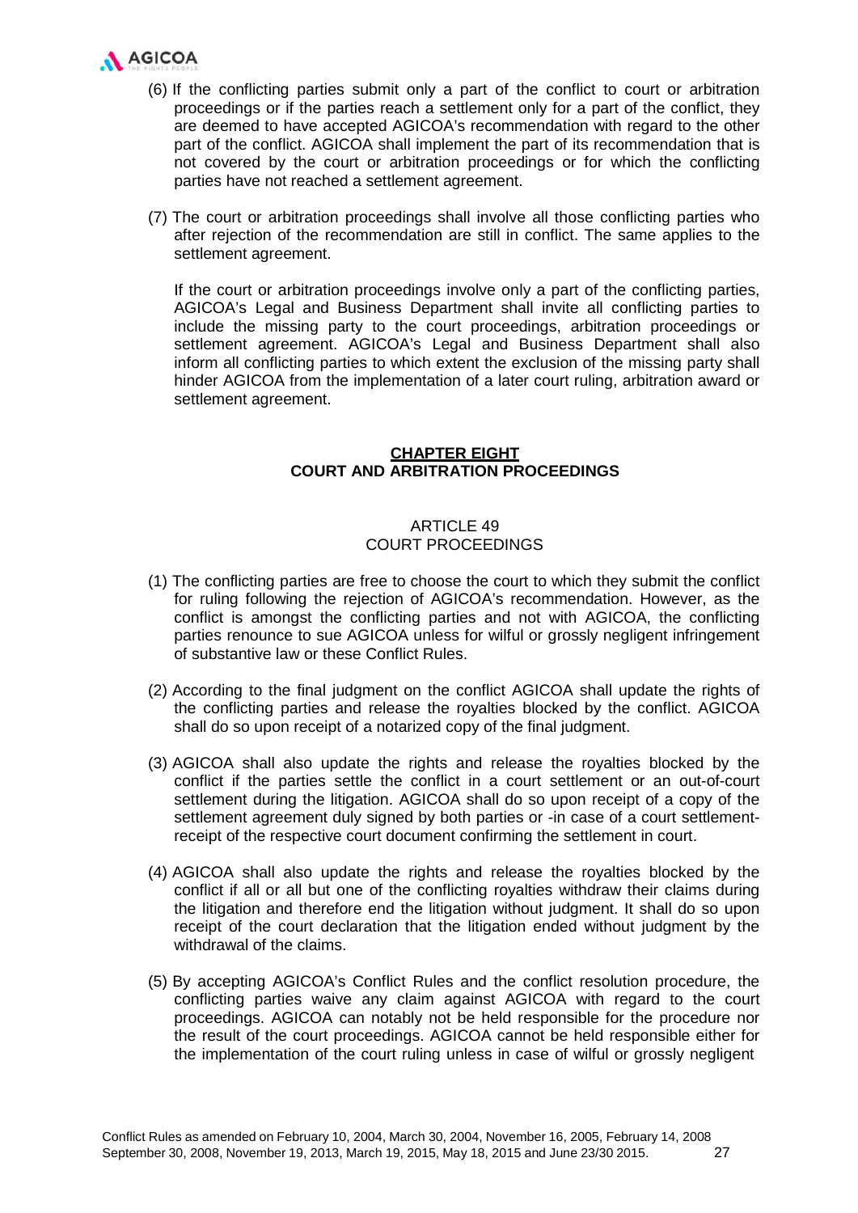(6) If the conflicting parties submit only a part of the conflict to court or arbitration proceedings or if the parties reach a settlement only for a part of the conflict, they are deemed to have accepted AGICOA's recommendation with regard to the other part of the conflict. AGICOA shall implement the part of its recommendation that is not covered by the court or arbitration proceedings or for which the conflicting parties have not reached a settlement agreement.

(7) The court or arbitration proceedings shall involve all those conflicting parties who after rejection of the recommendation are still in conflict. The same applies to the settlement agreement.

If the court or arbitration proceedings involve only a part of the conflicting parties, AGICOA's Legal and Business Department shall invite all conflicting parties to include the missing party to the court proceedings, arbitration proceedings or settlement agreement. AGICOA's Legal and Business Department shall also inform all conflicting parties to which extent the exclusion of the missing party shall hinder AGICOA from the implementation of a later court ruling, arbitration award or settlement agreement.

## CHAPTER EIGHT
## COURT AND ARBITRATION PROCEEDINGS

### ARTICLE 49
### COURT PROCEEDINGS

(1) The conflicting parties are free to choose the court to which they submit the conflict for ruling following the rejection of AGICOA's recommendation. However, as the conflict is amongst the conflicting parties and not with AGICOA, the conflicting parties renounce to sue AGICOA unless for wilful or grossly negligent infringement of substantive law or these Conflict Rules.

(2) According to the final judgment on the conflict AGICOA shall update the rights of the conflicting parties and release the royalties blocked by the conflict. AGICOA shall do so upon receipt of a notarized copy of the final judgment.

(3) AGICOA shall also update the rights and release the royalties blocked by the conflict if the parties settle the conflict in a court settlement or an out-of-court settlement during the litigation. AGICOA shall do so upon receipt of a copy of the settlement agreement duly signed by both parties or -in case of a court settlement- receipt of the respective court document confirming the settlement in court.

(4) AGICOA shall also update the rights and release the royalties blocked by the conflict if all or all but one of the conflicting royalties withdraw their claims during the litigation and therefore end the litigation without judgment. It shall do so upon receipt of the court declaration that the litigation ended without judgment by the withdrawal of the claims.

(5) By accepting AGICOA's Conflict Rules and the conflict resolution procedure, the conflicting parties waive any claim against AGICOA with regard to the court proceedings. AGICOA can notably not be held responsible for the procedure nor the result of the court proceedings. AGICOA cannot be held responsible either for the implementation of the court ruling unless in case of wilful or grossly negligent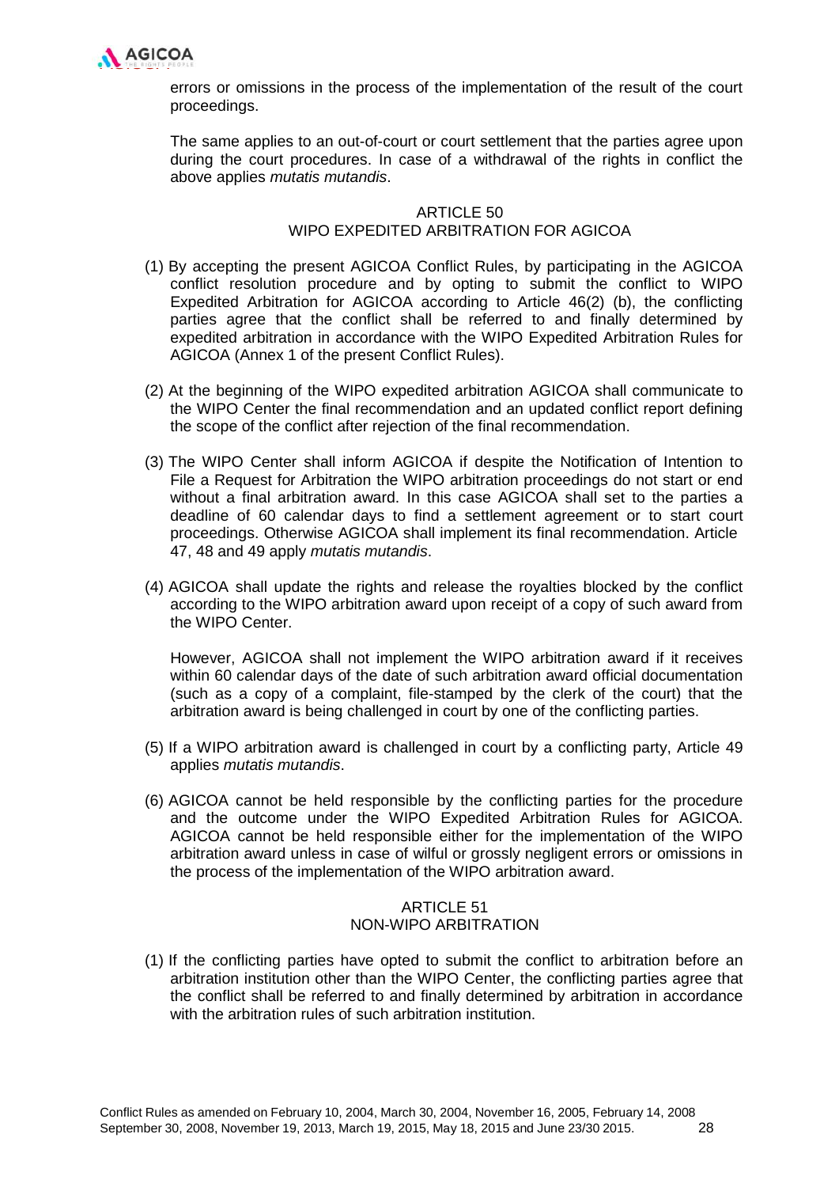errors or omissions in the process of the implementation of the result of the court proceedings.

The same applies to an out-of-court or court settlement that the parties agree upon during the court procedures. In case of a withdrawal of the rights in conflict the above applies *mutatis mutandis*.

## ARTICLE 50
## WIPO EXPEDITED ARBITRATION FOR AGICOA

(1) By accepting the present AGICOA Conflict Rules, by participating in the AGICOA conflict resolution procedure and by opting to submit the conflict to WIPO Expedited Arbitration for AGICOA according to Article 46(2) (b), the conflicting parties agree that the conflict shall be referred to and finally determined by expedited arbitration in accordance with the WIPO Expedited Arbitration Rules for AGICOA (Annex 1 of the present Conflict Rules).

(2) At the beginning of the WIPO expedited arbitration AGICOA shall communicate to the WIPO Center the final recommendation and an updated conflict report defining the scope of the conflict after rejection of the final recommendation.

(3) The WIPO Center shall inform AGICOA if despite the Notification of Intention to File a Request for Arbitration the WIPO arbitration proceedings do not start or end without a final arbitration award. In this case AGICOA shall set to the parties a deadline of 60 calendar days to find a settlement agreement or to start court proceedings. Otherwise AGICOA shall implement its final recommendation. Article 47, 48 and 49 apply *mutatis mutandis*.

(4) AGICOA shall update the rights and release the royalties blocked by the conflict according to the WIPO arbitration award upon receipt of a copy of such award from the WIPO Center.

However, AGICOA shall not implement the WIPO arbitration award if it receives within 60 calendar days of the date of such arbitration award official documentation (such as a copy of a complaint, file-stamped by the clerk of the court) that the arbitration award is being challenged in court by one of the conflicting parties.

(5) If a WIPO arbitration award is challenged in court by a conflicting party, Article 49 applies *mutatis mutandis*.

(6) AGICOA cannot be held responsible by the conflicting parties for the procedure and the outcome under the WIPO Expedited Arbitration Rules for AGICOA. AGICOA cannot be held responsible either for the implementation of the WIPO arbitration award unless in case of wilful or grossly negligent errors or omissions in the process of the implementation of the WIPO arbitration award.

## ARTICLE 51
## NON-WIPO ARBITRATION

(1) If the conflicting parties have opted to submit the conflict to arbitration before an arbitration institution other than the WIPO Center, the conflicting parties agree that the conflict shall be referred to and finally determined by arbitration in accordance with the arbitration rules of such arbitration institution.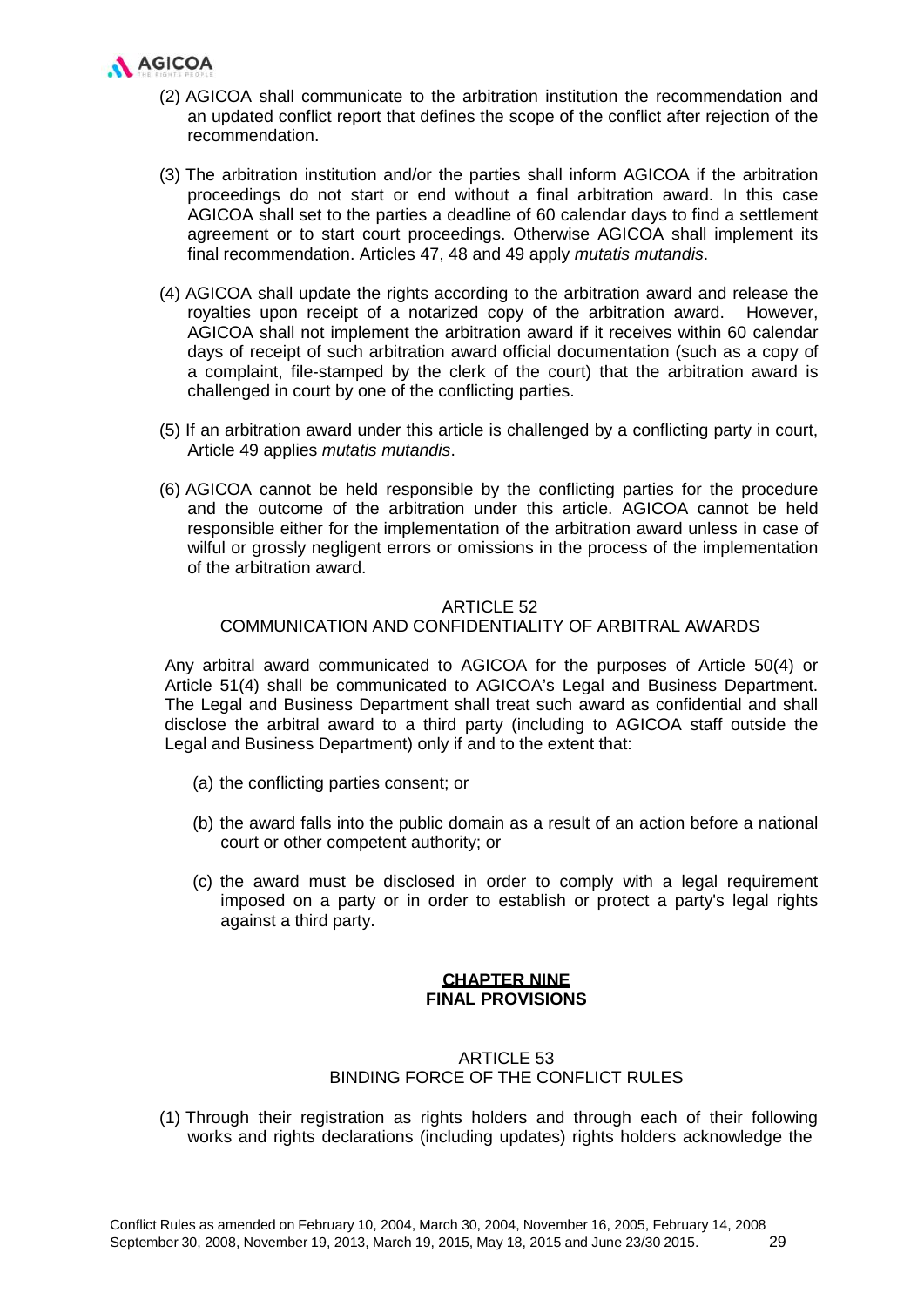(2) AGICOA shall communicate to the arbitration institution the recommendation and an updated conflict report that defines the scope of the conflict after rejection of the recommendation.

(3) The arbitration institution and/or the parties shall inform AGICOA if the arbitration proceedings do not start or end without a final arbitration award. In this case AGICOA shall set to the parties a deadline of 60 calendar days to find a settlement agreement or to start court proceedings. Otherwise AGICOA shall implement its final recommendation. Articles 47, 48 and 49 apply *mutatis mutandis*.

(4) AGICOA shall update the rights according to the arbitration award and release the royalties upon receipt of a notarized copy of the arbitration award. However, AGICOA shall not implement the arbitration award if it receives within 60 calendar days of receipt of such arbitration award official documentation (such as a copy of a complaint, file-stamped by the clerk of the court) that the arbitration award is challenged in court by one of the conflicting parties.

(5) If an arbitration award under this article is challenged by a conflicting party in court, Article 49 applies *mutatis mutandis*.

(6) AGICOA cannot be held responsible by the conflicting parties for the procedure and the outcome of the arbitration under this article. AGICOA cannot be held responsible either for the implementation of the arbitration award unless in case of wilful or grossly negligent errors or omissions in the process of the implementation of the arbitration award.

### ARTICLE 52
### COMMUNICATION AND CONFIDENTIALITY OF ARBITRAL AWARDS

Any arbitral award communicated to AGICOA for the purposes of Article 50(4) or Article 51(4) shall be communicated to AGICOA's Legal and Business Department. The Legal and Business Department shall treat such award as confidential and shall disclose the arbitral award to a third party (including to AGICOA staff outside the Legal and Business Department) only if and to the extent that:

(a) the conflicting parties consent; or

(b) the award falls into the public domain as a result of an action before a national court or other competent authority; or

(c) the award must be disclosed in order to comply with a legal requirement imposed on a party or in order to establish or protect a party's legal rights against a third party.

## CHAPTER NINE
## FINAL PROVISIONS

### ARTICLE 53
### BINDING FORCE OF THE CONFLICT RULES

(1) Through their registration as rights holders and through each of their following works and rights declarations (including updates) rights holders acknowledge the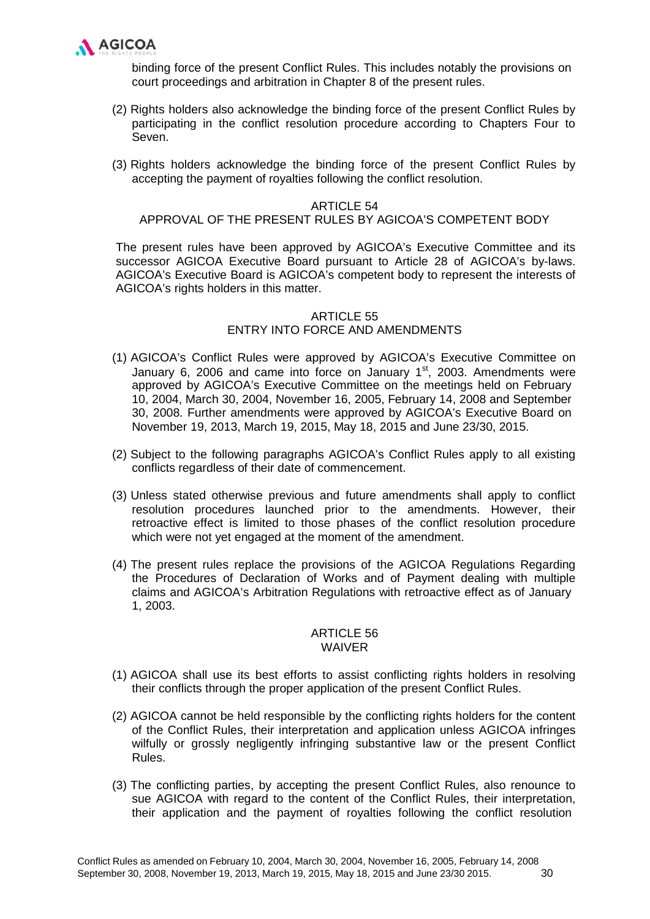binding force of the present Conflict Rules. This includes notably the provisions on court proceedings and arbitration in Chapter 8 of the present rules.

(2) Rights holders also acknowledge the binding force of the present Conflict Rules by participating in the conflict resolution procedure according to Chapters Four to Seven.

(3) Rights holders acknowledge the binding force of the present Conflict Rules by accepting the payment of royalties following the conflict resolution.

### ARTICLE 54
### APPROVAL OF THE PRESENT RULES BY AGICOA'S COMPETENT BODY

The present rules have been approved by AGICOA's Executive Committee and its successor AGICOA Executive Board pursuant to Article 28 of AGICOA's by-laws. AGICOA's Executive Board is AGICOA's competent body to represent the interests of AGICOA's rights holders in this matter.

### ARTICLE 55
### ENTRY INTO FORCE AND AMENDMENTS

(1) AGICOA's Conflict Rules were approved by AGICOA's Executive Committee on January 6, 2006 and came into force on January 1st, 2003. Amendments were approved by AGICOA's Executive Committee on the meetings held on February 10, 2004, March 30, 2004, November 16, 2005, February 14, 2008 and September 30, 2008. Further amendments were approved by AGICOA's Executive Board on November 19, 2013, March 19, 2015, May 18, 2015 and June 23/30, 2015.

(2) Subject to the following paragraphs AGICOA's Conflict Rules apply to all existing conflicts regardless of their date of commencement.

(3) Unless stated otherwise previous and future amendments shall apply to conflict resolution procedures launched prior to the amendments. However, their retroactive effect is limited to those phases of the conflict resolution procedure which were not yet engaged at the moment of the amendment.

(4) The present rules replace the provisions of the AGICOA Regulations Regarding the Procedures of Declaration of Works and of Payment dealing with multiple claims and AGICOA's Arbitration Regulations with retroactive effect as of January 1, 2003.

### ARTICLE 56
### WAIVER

(1) AGICOA shall use its best efforts to assist conflicting rights holders in resolving their conflicts through the proper application of the present Conflict Rules.

(2) AGICOA cannot be held responsible by the conflicting rights holders for the content of the Conflict Rules, their interpretation and application unless AGICOA infringes wilfully or grossly negligently infringing substantive law or the present Conflict Rules.

(3) The conflicting parties, by accepting the present Conflict Rules, also renounce to sue AGICOA with regard to the content of the Conflict Rules, their interpretation, their application and the payment of royalties following the conflict resolution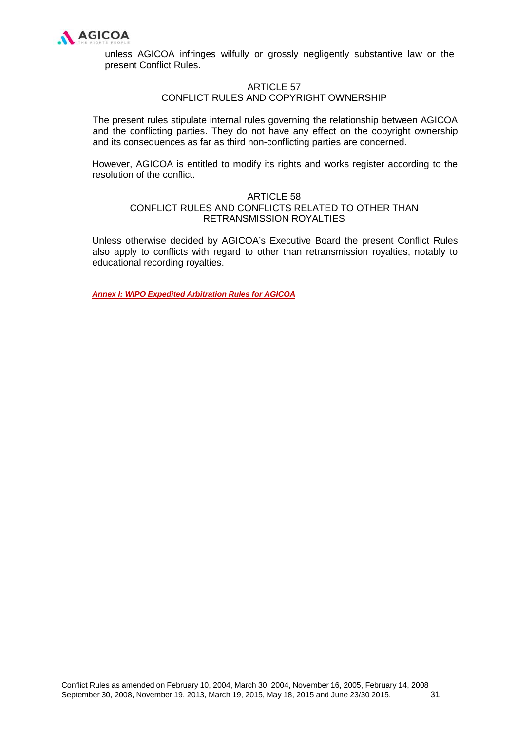unless AGICOA infringes wilfully or grossly negligently substantive law or the present Conflict Rules.

## ARTICLE 57
## CONFLICT RULES AND COPYRIGHT OWNERSHIP

The present rules stipulate internal rules governing the relationship between AGICOA and the conflicting parties. They do not have any effect on the copyright ownership and its consequences as far as third non-conflicting parties are concerned.

However, AGICOA is entitled to modify its rights and works register according to the resolution of the conflict.

## ARTICLE 58
## CONFLICT RULES AND CONFLICTS RELATED TO OTHER THAN RETRANSMISSION ROYALTIES

Unless otherwise decided by AGICOA's Executive Board the present Conflict Rules also apply to conflicts with regard to other than retransmission royalties, notably to educational recording royalties.

***Annex I: WIPO Expedited Arbitration Rules for AGICOA***